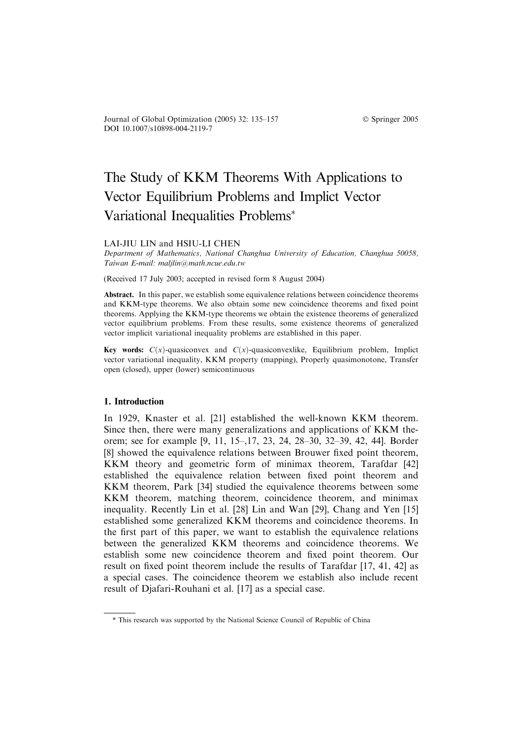# The Study of KKM Theorems With Applications to Vector Equilibrium Problems and Implict Vector Variational Inequalities Problems*

LAI-JIU LIN and HSIU-LI CHEN

*Department of Mathematics, National Changhua University of Education, Changhua 50058, Taiwan E-mail: maljlin@math.ncue.edu.tw*

(Received 17 July 2003; accepted in revised form 8 August 2004)

**Abstract.** In this paper, we establish some equivalence relations between coincidence theorems and KKM-type theorems. We also obtain some new coincidence theorems and fixed point theorems. Applying the KKM-type theorems we obtain the existence theorems of generalized vector equilibrium problems. From these results, some existence theorems of generalized vector implicit variational inequality problems are established in this paper.

**Key words:** $C(x)$-quasiconvex and $C(x)$-quasiconvexlike, Equilibrium problem, Implict vector variational inequality, KKM property (mapping), Properly quasimonotone, Transfer open (closed), upper (lower) semicontinuous

## 1. Introduction

In 1929, Knaster et al. [21] established the well-known KKM theorem. Since then, there were many generalizations and applications of KKM theorem; see for example [9, 11, 15–,17, 23, 24, 28–30, 32–39, 42, 44]. Border [8] showed the equivalence relations between Brouwer fixed point theorem, KKM theory and geometric form of minimax theorem, Tarafdar [42] established the equivalence relation between fixed point theorem and KKM theorem, Park [34] studied the equivalence theorems between some KKM theorem, matching theorem, coincidence theorem, and minimax inequality. Recently Lin et al. [28] Lin and Wan [29], Chang and Yen [15] established some generalized KKM theorems and coincidence theorems. In the first part of this paper, we want to establish the equivalence relations between the generalized KKM theorems and coincidence theorems. We establish some new coincidence theorem and fixed point theorem. Our result on fixed point theorem include the results of Tarafdar [17, 41, 42] as a special cases. The coincidence theorem we establish also include recent result of Djafari-Rouhani et al. [17] as a special case.

* This research was supported by the National Science Council of Republic of China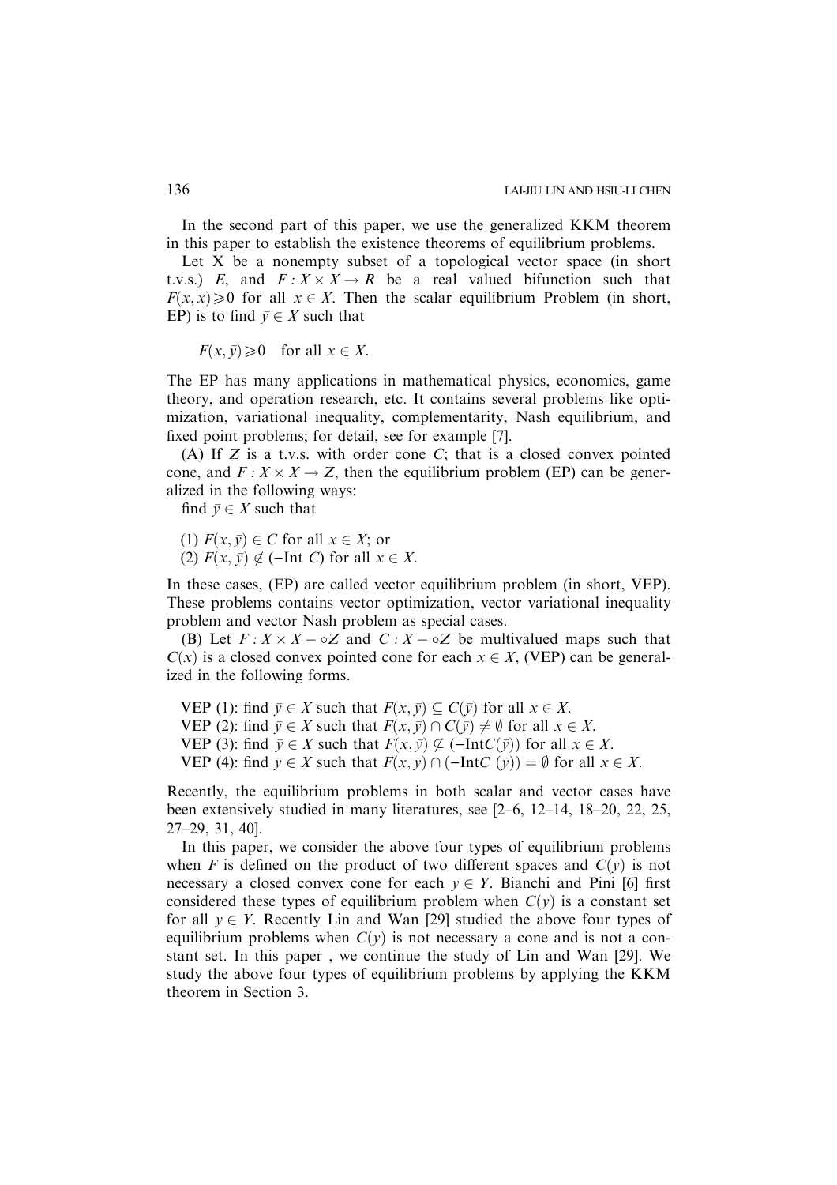In the second part of this paper, we use the generalized KKM theorem in this paper to establish the existence theorems of equilibrium problems.

Let X be a nonempty subset of a topological vector space (in short t.v.s.) $E$, and $F : X \times X \to R$ be a real valued bifunction such that $F(x, x) \geqslant 0$ for all $x \in X$. Then the scalar equilibrium Problem (in short, EP) is to find $\bar{y} \in X$ such that

$$F(x, \bar{y}) \geqslant 0 \quad \text{for all } x \in X.$$

The EP has many applications in mathematical physics, economics, game theory, and operation research, etc. It contains several problems like optimization, variational inequality, complementarity, Nash equilibrium, and fixed point problems; for detail, see for example [7].

(A) If $Z$ is a t.v.s. with order cone $C$; that is a closed convex pointed cone, and $F : X \times X \to Z$, then the equilibrium problem (EP) can be generalized in the following ways:

find $\bar{y} \in X$ such that

(1) $F(x, \bar{y}) \in C$ for all $x \in X$; or
(2) $F(x, \bar{y}) \notin (-\text{Int } C)$ for all $x \in X$.

In these cases, (EP) are called vector equilibrium problem (in short, VEP). These problems contains vector optimization, vector variational inequality problem and vector Nash problem as special cases.

(B) Let $F : X \times X - \circ Z$ and $C : X - \circ Z$ be multivalued maps such that $C(x)$ is a closed convex pointed cone for each $x \in X$, (VEP) can be generalized in the following forms.

VEP (1): find $\bar{y} \in X$ such that $F(x, \bar{y}) \subseteq C(\bar{y})$ for all $x \in X$.
VEP (2): find $\bar{y} \in X$ such that $F(x, \bar{y}) \cap C(\bar{y}) \neq \emptyset$ for all $x \in X$.
VEP (3): find $\bar{y} \in X$ such that $F(x, \bar{y}) \nsubseteq (-\text{Int}C(\bar{y}))$ for all $x \in X$.
VEP (4): find $\bar{y} \in X$ such that $F(x, \bar{y}) \cap (-\text{Int}C\ (\bar{y})) = \emptyset$ for all $x \in X$.

Recently, the equilibrium problems in both scalar and vector cases have been extensively studied in many literatures, see [2–6, 12–14, 18–20, 22, 25, 27–29, 31, 40].

In this paper, we consider the above four types of equilibrium problems when $F$ is defined on the product of two different spaces and $C(y)$ is not necessary a closed convex cone for each $y \in Y$. Bianchi and Pini [6] first considered these types of equilibrium problem when $C(y)$ is a constant set for all $y \in Y$. Recently Lin and Wan [29] studied the above four types of equilibrium problems when $C(y)$ is not necessary a cone and is not a constant set. In this paper , we continue the study of Lin and Wan [29]. We study the above four types of equilibrium problems by applying the KKM theorem in Section 3.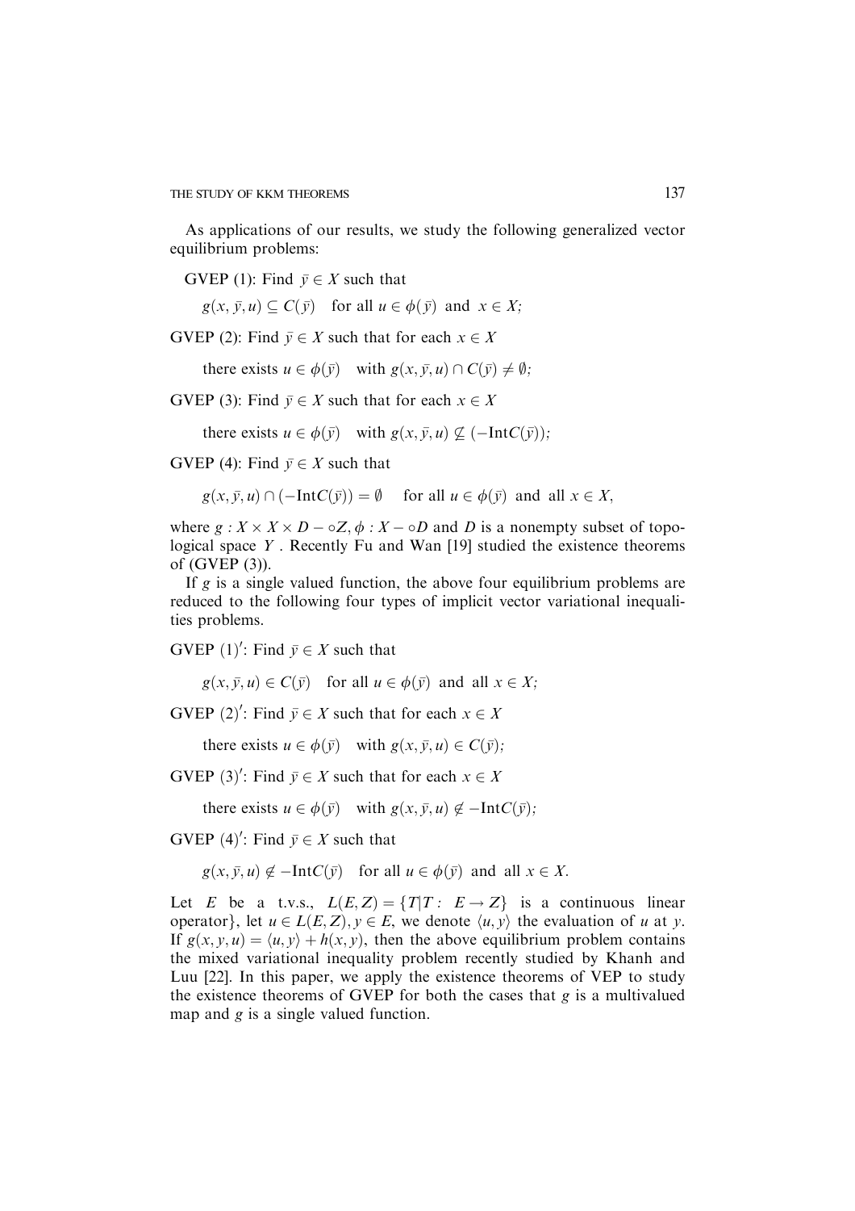As applications of our results, we study the following generalized vector equilibrium problems:

GVEP (1): Find $\bar{y} \in X$ such that

$$g(x, \bar{y}, u) \subseteq C(\bar{y}) \quad \text{for all } u \in \phi(\bar{y}) \text{ and } x \in X;$$

GVEP (2): Find $\bar{y} \in X$ such that for each $x \in X$

$$\text{there exists } u \in \phi(\bar{y}) \quad \text{with } g(x, \bar{y}, u) \cap C(\bar{y}) \neq \emptyset;$$

GVEP (3): Find $\bar{y} \in X$ such that for each $x \in X$

$$\text{there exists } u \in \phi(\bar{y}) \quad \text{with } g(x, \bar{y}, u) \not\subseteq (-\text{Int}C(\bar{y}));$$

GVEP (4): Find $\bar{y} \in X$ such that

$$g(x, \bar{y}, u) \cap (-\text{Int}C(\bar{y})) = \emptyset \quad \text{for all } u \in \phi(\bar{y}) \text{ and all } x \in X,$$

where $g : X \times X \times D - \circ Z, \phi : X - \circ D$ and $D$ is a nonempty subset of topological space $Y$. Recently Fu and Wan [19] studied the existence theorems of (GVEP (3)).

If $g$ is a single valued function, the above four equilibrium problems are reduced to the following four types of implicit vector variational inequalities problems.

GVEP $(1)'$: Find $\bar{y} \in X$ such that

$$g(x, \bar{y}, u) \in C(\bar{y}) \quad \text{for all } u \in \phi(\bar{y}) \text{ and all } x \in X;$$

GVEP $(2)'$: Find $\bar{y} \in X$ such that for each $x \in X$

$$\text{there exists } u \in \phi(\bar{y}) \quad \text{with } g(x, \bar{y}, u) \in C(\bar{y});$$

GVEP $(3)'$: Find $\bar{y} \in X$ such that for each $x \in X$

$$\text{there exists } u \in \phi(\bar{y}) \quad \text{with } g(x, \bar{y}, u) \notin -\text{Int}C(\bar{y});$$

GVEP $(4)'$: Find $\bar{y} \in X$ such that

$$g(x, \bar{y}, u) \notin -\text{Int}C(\bar{y}) \quad \text{for all } u \in \phi(\bar{y}) \text{ and all } x \in X.$$

Let $E$ be a t.v.s., $L(E, Z) = \{T | T : E \to Z\}$ is a continuous linear operator$\}$, let $u \in L(E, Z), y \in E$, we denote $\langle u, y \rangle$ the evaluation of $u$ at $y$. If $g(x, y, u) = \langle u, y \rangle + h(x, y)$, then the above equilibrium problem contains the mixed variational inequality problem recently studied by Khanh and Luu [22]. In this paper, we apply the existence theorems of VEP to study the existence theorems of GVEP for both the cases that $g$ is a multivalued map and $g$ is a single valued function.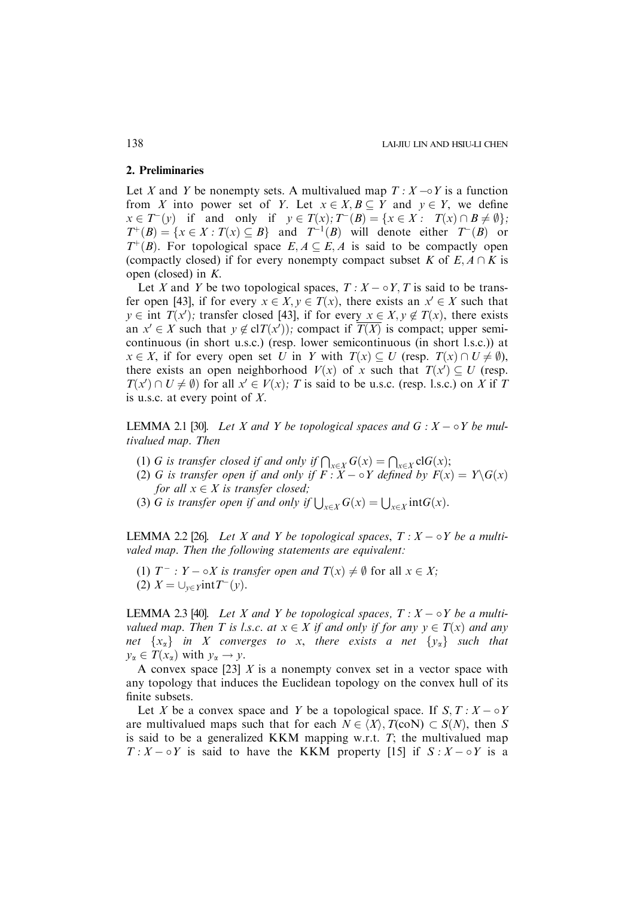## 2. Preliminaries

Let $X$ and $Y$ be nonempty sets. A multivalued map $T : X \multimap Y$ is a function from $X$ into power set of $Y$. Let $x \in X, B \subseteq Y$ and $y \in Y$, we define $x \in T^{-}(y)$ if and only if $y \in T(x)$; $T^{-}(B) = \{x \in X : \; T(x) \cap B \neq \emptyset\}$; $T^{+}(B) = \{x \in X : T(x) \subseteq B\}$ and $T^{-1}(B)$ will denote either $T^{-}(B)$ or $T^{+}(B)$. For topological space $E, A \subseteq E, A$ is said to be compactly open (compactly closed) if for every nonempty compact subset $K$ of $E, A \cap K$ is open (closed) in $K$.

Let $X$ and $Y$ be two topological spaces, $T : X - \circ Y, T$ is said to be transfer open [43], if for every $x \in X, y \in T(x)$, there exists an $x' \in X$ such that $y \in \text{int } T(x')$; transfer closed [43], if for every $x \in X, y \notin T(x)$, there exists an $x' \in X$ such that $y \notin \text{cl}T(x')$); compact if $\overline{T(X)}$ is compact; upper semicontinuous (in short u.s.c.) (resp. lower semicontinuous (in short l.s.c.)) at $x \in X$, if for every open set $U$ in $Y$ with $T(x) \subseteq U$ (resp. $T(x) \cap U \neq \emptyset$), there exists an open neighborhood $V(x)$ of $x$ such that $T(x') \subseteq U$ (resp. $T(x') \cap U \neq \emptyset$) for all $x' \in V(x)$; $T$ is said to be u.s.c. (resp. l.s.c.) on $X$ if $T$ is u.s.c. at every point of $X$.

**LEMMA 2.1** [30]. *Let $X$ and $Y$ be topological spaces and $G : X - \circ Y$ be multivalued map. Then*

1. *$G$ is transfer closed if and only if $\bigcap_{x \in X} G(x) = \bigcap_{x \in X} \text{cl}G(x)$;*
2. *$G$ is transfer open if and only if $F : X - \circ Y$ defined by $F(x) = Y \backslash G(x)$ for all $x \in X$ is transfer closed;*
3. *$G$ is transfer open if and only if $\bigcup_{x \in X} G(x) = \bigcup_{x \in X} \text{int}G(x)$.*

**LEMMA 2.2** [26]. *Let $X$ and $Y$ be topological spaces, $T : X - \circ Y$ be a multivaled map. Then the following statements are equivalent:*

1. *$T^{-} : Y - \circ X$ is transfer open and $T(x) \neq \emptyset$ for all $x \in X$;*
2. *$X = \cup_{y \in Y} \text{int} T^{-}(y)$.*

**LEMMA 2.3** [40]. *Let $X$ and $Y$ be topological spaces, $T : X - \circ Y$ be a multivalued map. Then $T$ is l.s.c. at $x \in X$ if and only if for any $y \in T(x)$ and any net $\{x_\alpha\}$ in $X$ converges to $x$, there exists a net $\{y_\alpha\}$ such that $y_\alpha \in T(x_\alpha)$ with $y_\alpha \to y$.*

A convex space [23] $X$ is a nonempty convex set in a vector space with any topology that induces the Euclidean topology on the convex hull of its finite subsets.

Let $X$ be a convex space and $Y$ be a topological space. If $S, T : X - \circ Y$ are multivalued maps such that for each $N \in \langle X \rangle, T(\text{coN}) \subset S(N)$, then $S$ is said to be a generalized KKM mapping w.r.t. $T$; the multivalued map $T : X - \circ Y$ is said to have the KKM property [15] if $S : X - \circ Y$ is a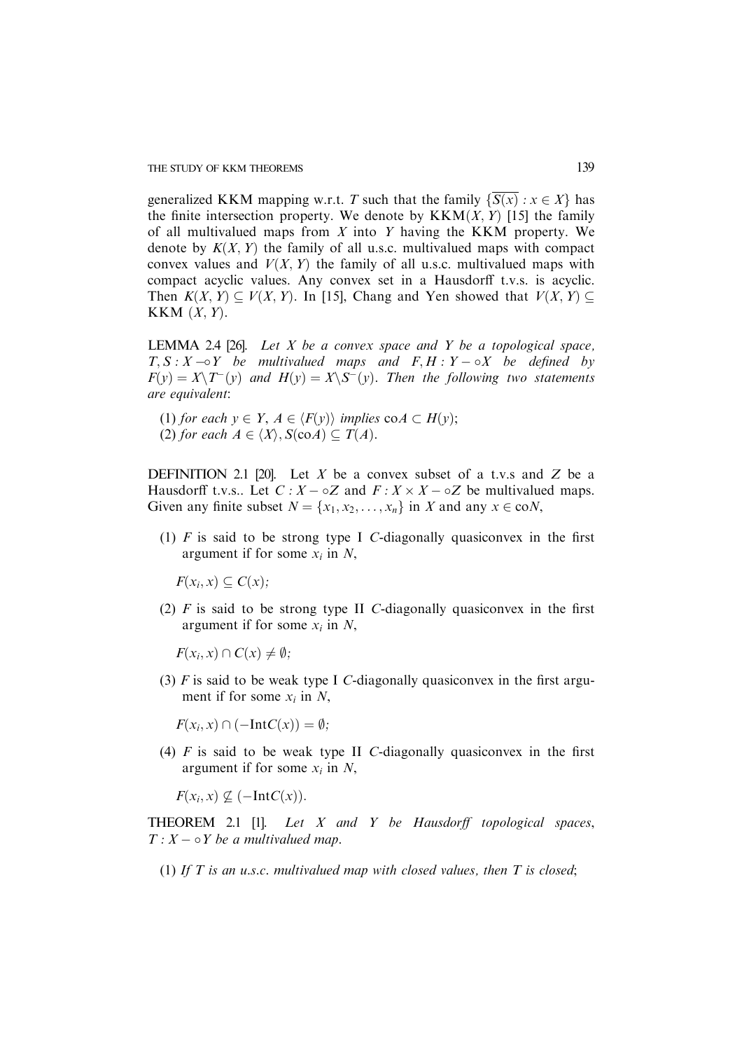generalized KKM mapping w.r.t. $T$ such that the family $\{\overline{S(x)} : x \in X\}$ has the finite intersection property. We denote by $\mathrm{KKM}(X, Y)$ [15] the family of all multivalued maps from $X$ into $Y$ having the KKM property. We denote by $K(X, Y)$ the family of all u.s.c. multivalued maps with compact convex values and $V(X, Y)$ the family of all u.s.c. multivalued maps with compact acyclic values. Any convex set in a Hausdorff t.v.s. is acyclic. Then $K(X, Y) \subseteq V(X, Y)$. In [15], Chang and Yen showed that $V(X, Y) \subseteq \mathrm{KKM}\ (X, Y)$.

**LEMMA 2.4** [26]. *Let $X$ be a convex space and $Y$ be a topological space, $T, S : X \multimap Y$ be multivalued maps and $F, H : Y - \circ X$ be defined by $F(y) = X \backslash T^{-}(y)$ and $H(y) = X \backslash S^{-}(y)$. Then the following two statements are equivalent*:

(1) *for each $y \in Y$, $A \in \langle F(y) \rangle$ implies $\mathrm{co}A \subset H(y)$;*
(2) *for each $A \in \langle X \rangle$, $S(\mathrm{co}A) \subseteq T(A)$.*

**DEFINITION 2.1** [20]. Let $X$ be a convex subset of a t.v.s and $Z$ be a Hausdorff t.v.s.. Let $C : X - \circ Z$ and $F : X \times X - \circ Z$ be multivalued maps. Given any finite subset $N = \{x_1, x_2, \ldots, x_n\}$ in $X$ and any $x \in \mathrm{co}N$,

(1) $F$ is said to be strong type I $C$-diagonally quasiconvex in the first argument if for some $x_i$ in $N$,

$F(x_i, x) \subseteq C(x)$;

(2) $F$ is said to be strong type II $C$-diagonally quasiconvex in the first argument if for some $x_i$ in $N$,

$F(x_i, x) \cap C(x) \neq \emptyset$;

(3) $F$ is said to be weak type I $C$-diagonally quasiconvex in the first argument if for some $x_i$ in $N$,

$F(x_i, x) \cap (-\mathrm{Int}C(x)) = \emptyset$;

(4) $F$ is said to be weak type II $C$-diagonally quasiconvex in the first argument if for some $x_i$ in $N$,

$F(x_i, x) \nsubseteq (-\mathrm{Int}C(x))$.

**THEOREM 2.1** [1]. *Let $X$ and $Y$ be Hausdorff topological spaces, $T : X - \circ Y$ be a multivalued map.*

(1) *If $T$ is an u.s.c. multivalued map with closed values, then $T$ is closed*;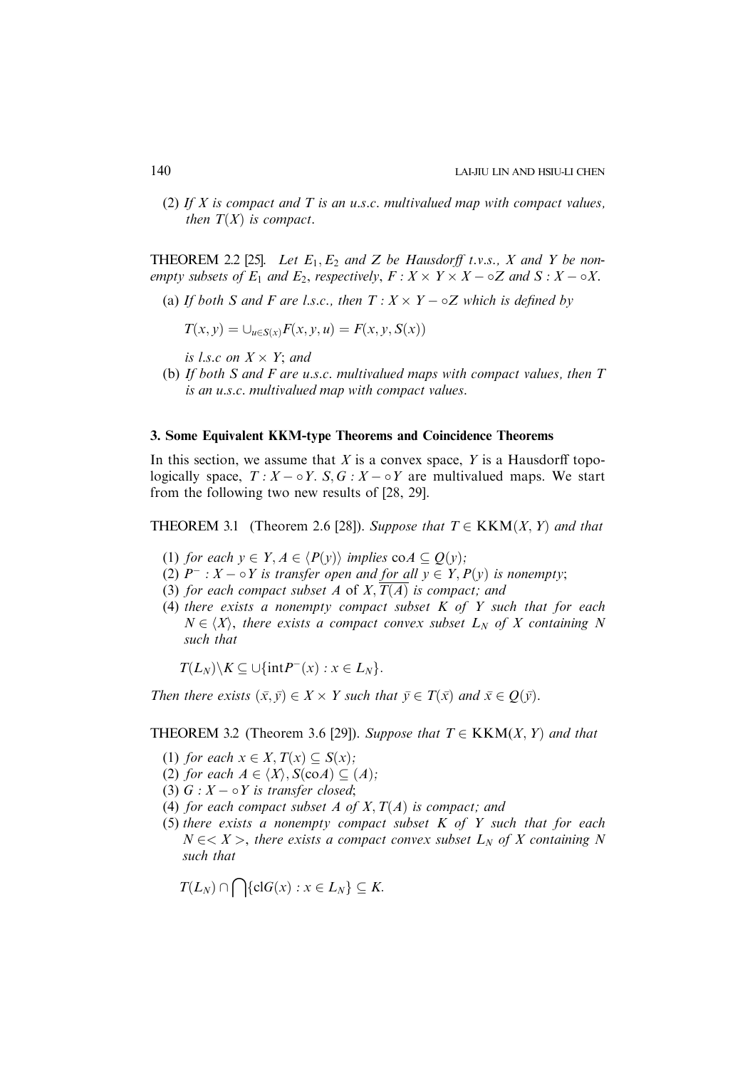(2) *If $X$ is compact and $T$ is an u.s.c. multivalued map with compact values, then $T(X)$ is compact.*

**THEOREM 2.2** [25]. *Let $E_1, E_2$ and $Z$ be Hausdorff t.v.s., $X$ and $Y$ be nonempty subsets of $E_1$ and $E_2$, respectively, $F : X \times Y \times X - \circ Z$ and $S : X - \circ X$.*

(a) *If both $S$ and $F$ are l.s.c., then $T : X \times Y - \circ Z$ which is defined by*

$T(x, y) = \cup_{u \in S(x)} F(x, y, u) = F(x, y, S(x))$

*is l.s.c on $X \times Y$; and*

(b) *If both $S$ and $F$ are u.s.c. multivalued maps with compact values, then $T$ is an u.s.c. multivalued map with compact values.*

## 3. Some Equivalent KKM-type Theorems and Coincidence Theorems

In this section, we assume that $X$ is a convex space, $Y$ is a Hausdorff topologically space, $T : X - \circ Y$. $S, G : X - \circ Y$ are multivalued maps. We start from the following two new results of [28, 29].

**THEOREM 3.1** (Theorem 2.6 [28]). *Suppose that $T \in \mathrm{KKM}(X, Y)$ and that*

(1) *for each $y \in Y, A \in \langle P(y) \rangle$ implies $\mathrm{co}A \subseteq Q(y)$;*
(2) *$P^- : X - \circ Y$ is transfer open and for all $y \in Y, P(y)$ is nonempty*;
(3) *for each compact subset $A$ of $X, \overline{T(A)}$ is compact; and*
(4) *there exists a nonempty compact subset $K$ of $Y$ such that for each $N \in \langle X \rangle$, there exists a compact convex subset $L_N$ of $X$ containing $N$ such that*

$T(L_N) \backslash K \subseteq \cup\{\mathrm{int}P^-(x) : x \in L_N\}$.

*Then there exists $(\bar{x}, \bar{y}) \in X \times Y$ such that $\bar{y} \in T(\bar{x})$ and $\bar{x} \in Q(\bar{y})$.*

**THEOREM 3.2** (Theorem 3.6 [29]). *Suppose that $T \in \mathrm{KKM}(X, Y)$ and that*

(1) *for each $x \in X, T(x) \subseteq S(x)$;*
(2) *for each $A \in \langle X \rangle, S(\mathrm{co}A) \subseteq (A)$;*
(3) *$G : X - \circ Y$ is transfer closed*;
(4) *for each compact subset $A$ of $X, T(A)$ is compact; and*
(5) *there exists a nonempty compact subset $K$ of $Y$ such that for each $N \in < X >$, there exists a compact convex subset $L_N$ of $X$ containing $N$ such that*

$T(L_N) \cap \bigcap\{\mathrm{cl}G(x) : x \in L_N\} \subseteq K$.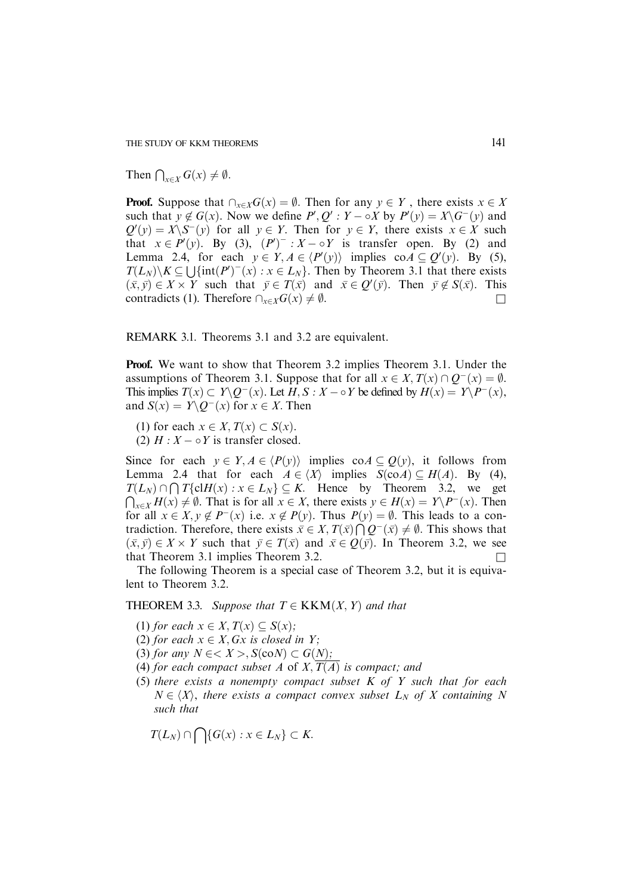Then $\bigcap_{x \in X} G(x) \neq \emptyset$.

**Proof.** Suppose that $\cap_{x \in X} G(x) = \emptyset$. Then for any $y \in Y$, there exists $x \in X$ such that $y \notin G(x)$. Now we define $P', Q' : Y - \circ X$ by $P'(y) = X \backslash G^{-}(y)$ and $Q'(y) = X \backslash S^{-}(y)$ for all $y \in Y$. Then for $y \in Y$, there exists $x \in X$ such that $x \in P'(y)$. By (3), $(P')^{-} : X - \circ Y$ is transfer open. By (2) and Lemma 2.4, for each $y \in Y, A \in \langle P'(y) \rangle$ implies $\mathrm{co}A \subseteq Q'(y)$. By (5), $T(L_N) \backslash K \subseteq \bigcup \{\mathrm{int}(P')^{-}(x) : x \in L_N\}$. Then by Theorem 3.1 that there exists $(\bar{x}, \bar{y}) \in X \times Y$ such that $\bar{y} \in T(\bar{x})$ and $\bar{x} \in Q'(\bar{y})$. Then $\bar{y} \notin S(\bar{x})$. This contradicts (1). Therefore $\cap_{x \in X} G(x) \neq \emptyset$. □

REMARK 3.1. Theorems 3.1 and 3.2 are equivalent.

**Proof.** We want to show that Theorem 3.2 implies Theorem 3.1. Under the assumptions of Theorem 3.1. Suppose that for all $x \in X, T(x) \cap Q^{-}(x) = \emptyset$. This implies $T(x) \subset Y \backslash Q^{-}(x)$. Let $H, S : X - \circ Y$ be defined by $H(x) = Y \backslash P^{-}(x)$, and $S(x) = Y \backslash Q^{-}(x)$ for $x \in X$. Then

(1) for each $x \in X, T(x) \subset S(x)$.
(2) $H : X - \circ Y$ is transfer closed.

Since for each $y \in Y, A \in \langle P(y) \rangle$ implies $\mathrm{co}A \subseteq Q(y)$, it follows from Lemma 2.4 that for each $A \in \langle X \rangle$ implies $S(\mathrm{co}A) \subseteq H(A)$. By (4), $T(L_N) \cap \bigcap T\{\mathrm{cl}H(x) : x \in L_N\} \subseteq K$. Hence by Theorem 3.2, we get $\bigcap_{x \in X} H(x) \neq \emptyset$. That is for all $x \in X$, there exists $y \in H(x) = Y \backslash P^{-}(x)$. Then for all $x \in X, y \notin P^{-}(x)$ i.e. $x \notin P(y)$. Thus $P(y) = \emptyset$. This leads to a contradiction. Therefore, there exists $\bar{x} \in X, T(\bar{x}) \bigcap Q^{-}(\bar{x}) \neq \emptyset$. This shows that $(\bar{x}, \bar{y}) \in X \times Y$ such that $\bar{y} \in T(\bar{x})$ and $\bar{x} \in Q(\bar{y})$. In Theorem 3.2, we see that Theorem 3.1 implies Theorem 3.2. □

The following Theorem is a special case of Theorem 3.2, but it is equivalent to Theorem 3.2.

THEOREM 3.3. *Suppose that $T \in \mathrm{KKM}(X, Y)$ and that*

(1) *for each $x \in X, T(x) \subseteq S(x)$;*
(2) *for each $x \in X, Gx$ is closed in $Y$;*
(3) *for any $N \in < X >, S(\mathrm{co}N) \subset G(N)$;*
(4) *for each compact subset $A$ of $X, \overline{T(A)}$ is compact; and*
(5) *there exists a nonempty compact subset $K$ of $Y$ such that for each $N \in \langle X \rangle$, there exists a compact convex subset $L_N$ of $X$ containing $N$ such that*

$$T(L_N) \cap \bigcap \{G(x) : x \in L_N\} \subset K.$$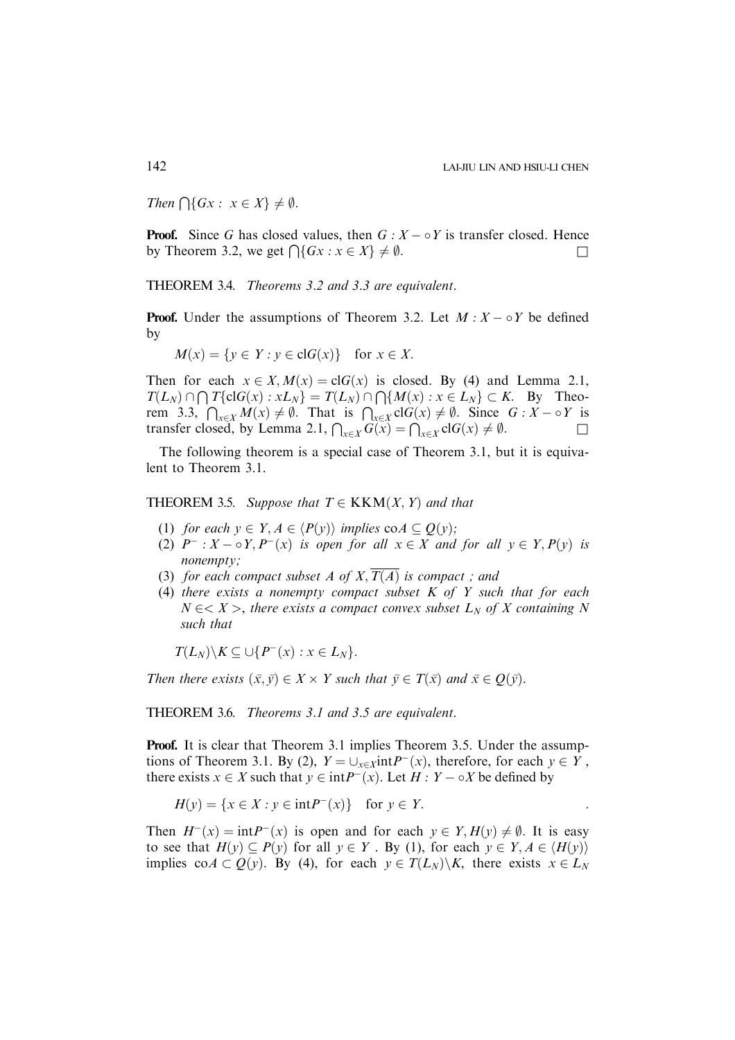*Then* $\bigcap\{Gx : x \in X\} \neq \emptyset$.

**Proof.** Since $G$ has closed values, then $G : X - \circ Y$ is transfer closed. Hence by Theorem 3.2, we get $\bigcap\{Gx : x \in X\} \neq \emptyset$. □

THEOREM 3.4. *Theorems 3.2 and 3.3 are equivalent.*

**Proof.** Under the assumptions of Theorem 3.2. Let $M : X - \circ Y$ be defined by

$$M(x) = \{y \in Y : y \in \text{cl}G(x)\} \quad \text{for } x \in X.$$

Then for each $x \in X, M(x) = \text{cl}G(x)$ is closed. By (4) and Lemma 2.1, $T(L_N) \cap \bigcap T\{\text{cl}G(x) : xL_N\} = T(L_N) \cap \bigcap\{M(x) : x \in L_N\} \subset K$. By Theorem 3.3, $\bigcap_{x \in X} M(x) \neq \emptyset$. That is $\bigcap_{x \in X} \text{cl}G(x) \neq \emptyset$. Since $G : X - \circ Y$ is transfer closed, by Lemma 2.1, $\bigcap_{x \in X} G(x) = \bigcap_{x \in X} \text{cl}G(x) \neq \emptyset$. □

The following theorem is a special case of Theorem 3.1, but it is equivalent to Theorem 3.1.

THEOREM 3.5. *Suppose that* $T \in \text{KKM}(X, Y)$ *and that*

(1) *for each* $y \in Y, A \in \langle P(y) \rangle$ *implies* $\text{co}A \subseteq Q(y)$;
(2) $P^- : X - \circ Y, P^-(x)$ *is open for all* $x \in X$ *and for all* $y \in Y, P(y)$ *is nonempty;*
(3) *for each compact subset* $A$ *of* $X, \overline{T(A)}$ *is compact ; and*
(4) *there exists a nonempty compact subset* $K$ *of* $Y$ *such that for each* $N \in < X >$, *there exists a compact convex subset* $L_N$ *of* $X$ *containing* $N$ *such that*

$$T(L_N) \backslash K \subseteq \cup\{P^-(x) : x \in L_N\}.$$

*Then there exists* $(\bar{x}, \bar{y}) \in X \times Y$ *such that* $\bar{y} \in T(\bar{x})$ *and* $\bar{x} \in Q(\bar{y})$.

THEOREM 3.6. *Theorems 3.1 and 3.5 are equivalent.*

**Proof.** It is clear that Theorem 3.1 implies Theorem 3.5. Under the assumptions of Theorem 3.1. By (2), $Y = \cup_{x \in X} \text{int}P^-(x)$, therefore, for each $y \in Y$, there exists $x \in X$ such that $y \in \text{int}P^-(x)$. Let $H : Y - \circ X$ be defined by

$$H(y) = \{x \in X : y \in \text{int}P^-(x)\} \quad \text{for } y \in Y.$$

Then $H^-(x) = \text{int}P^-(x)$ is open and for each $y \in Y, H(y) \neq \emptyset$. It is easy to see that $H(y) \subseteq P(y)$ for all $y \in Y$. By (1), for each $y \in Y, A \in \langle H(y) \rangle$ implies $\text{co}A \subset Q(y)$. By (4), for each $y \in T(L_N) \backslash K$, there exists $x \in L_N$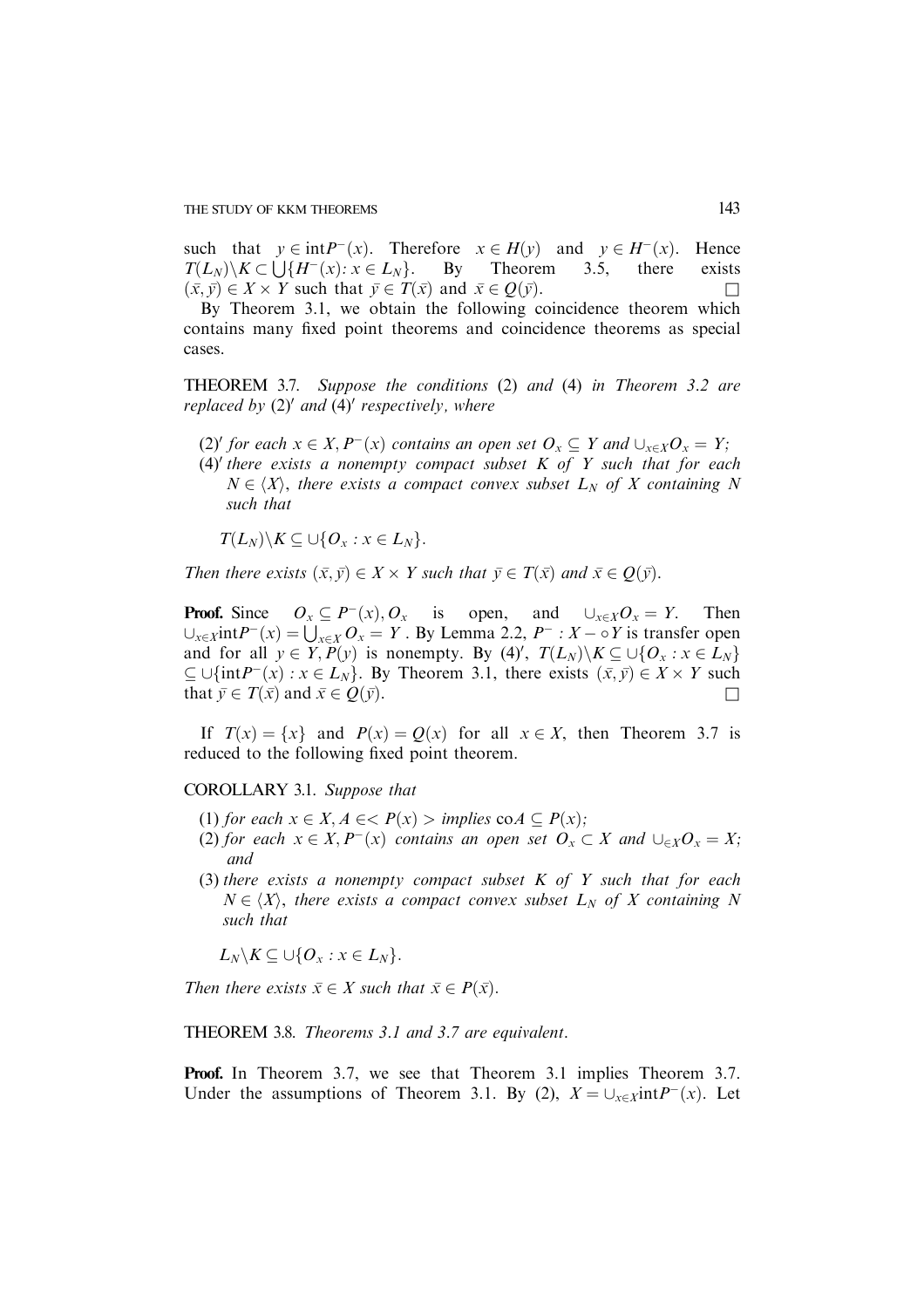such that $y \in \text{int}P^-(x)$. Therefore $x \in H(y)$ and $y \in H^-(x)$. Hence $T(L_N) \backslash K \subset \bigcup\{H^-(x): x \in L_N\}$. By Theorem 3.5, there exists $(\bar{x}, \bar{y}) \in X \times Y$ such that $\bar{y} \in T(\bar{x})$ and $\bar{x} \in Q(\bar{y})$. □

By Theorem 3.1, we obtain the following coincidence theorem which contains many fixed point theorems and coincidence theorems as special cases.

**THEOREM 3.7.** *Suppose the conditions* (2) *and* (4) *in Theorem 3.2 are replaced by* (2)′ *and* (4)′ *respectively, where*

- (2)′ *for each* $x \in X, P^-(x)$ *contains an open set* $O_x \subseteq Y$ *and* $\cup_{x \in X} O_x = Y$;
- (4)′ *there exists a nonempty compact subset* $K$ *of* $Y$ *such that for each* $N \in \langle X \rangle$, *there exists a compact convex subset* $L_N$ *of* $X$ *containing* $N$ *such that*

$$T(L_N) \backslash K \subseteq \cup\{O_x : x \in L_N\}.$$

*Then there exists* $(\bar{x}, \bar{y}) \in X \times Y$ *such that* $\bar{y} \in T(\bar{x})$ *and* $\bar{x} \in Q(\bar{y})$.

**Proof.** Since $O_x \subseteq P^-(x), O_x$ is open, and $\cup_{x \in X} O_x = Y$. Then $\cup_{x \in X} \text{int}P^-(x) = \bigcup_{x \in X} O_x = Y$. By Lemma 2.2, $P^- : X - \circ Y$ is transfer open and for all $y \in Y, P(y)$ is nonempty. By (4)′, $T(L_N) \backslash K \subseteq \cup\{O_x : x \in L_N\} \subseteq \cup\{\text{int}P^-(x) : x \in L_N\}$. By Theorem 3.1, there exists $(\bar{x}, \bar{y}) \in X \times Y$ such that $\bar{y} \in T(\bar{x})$ and $\bar{x} \in Q(\bar{y})$. □

If $T(x) = \{x\}$ and $P(x) = Q(x)$ for all $x \in X$, then Theorem 3.7 is reduced to the following fixed point theorem.

**COROLLARY 3.1.** *Suppose that*

- (1) *for each* $x \in X, A \in< P(x) >$ *implies* $\text{co}A \subseteq P(x)$;
- (2) *for each* $x \in X, P^-(x)$ *contains an open set* $O_x \subset X$ *and* $\cup_{\in X} O_x = X$; *and*
- (3) *there exists a nonempty compact subset* $K$ *of* $Y$ *such that for each* $N \in \langle X \rangle$, *there exists a compact convex subset* $L_N$ *of* $X$ *containing* $N$ *such that*

$$L_N \backslash K \subseteq \cup\{O_x : x \in L_N\}.$$

*Then there exists* $\bar{x} \in X$ *such that* $\bar{x} \in P(\bar{x})$.

**THEOREM 3.8.** *Theorems 3.1 and 3.7 are equivalent.*

**Proof.** In Theorem 3.7, we see that Theorem 3.1 implies Theorem 3.7. Under the assumptions of Theorem 3.1. By (2), $X = \cup_{x \in X} \text{int}P^-(x)$. Let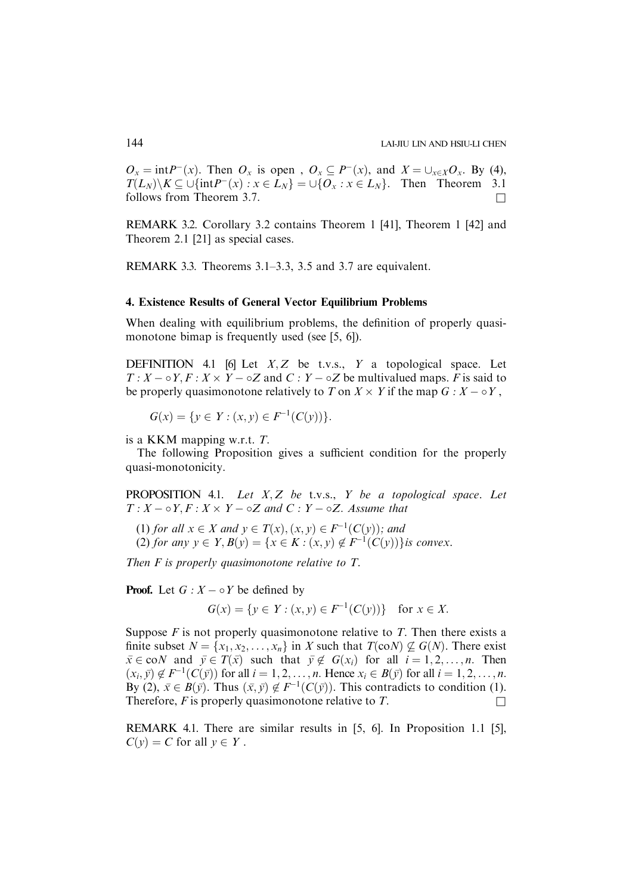$O_x = \text{int}P^-(x)$. Then $O_x$ is open , $O_x \subseteq P^-(x)$, and $X = \cup_{x \in X} O_x$. By (4), $T(L_N)\backslash K \subseteq \cup\{\text{int}P^-(x) : x \in L_N\} = \cup\{O_x : x \in L_N\}$. Then Theorem 3.1 follows from Theorem 3.7. □

REMARK 3.2. Corollary 3.2 contains Theorem 1 [41], Theorem 1 [42] and Theorem 2.1 [21] as special cases.

REMARK 3.3. Theorems 3.1–3.3, 3.5 and 3.7 are equivalent.

## 4. Existence Results of General Vector Equilibrium Problems

When dealing with equilibrium problems, the definition of properly quasi-monotone bimap is frequently used (see [5, 6]).

DEFINITION 4.1 [6] Let $X, Z$ be t.v.s., $Y$ a topological space. Let $T : X - \circ Y, F : X \times Y - \circ Z$ and $C : Y - \circ Z$ be multivalued maps. $F$ is said to be properly quasimonotone relatively to $T$ on $X \times Y$ if the map $G : X - \circ Y$ ,

$$G(x) = \{y \in Y : (x, y) \in F^{-1}(C(y))\}.$$

is a KKM mapping w.r.t. $T$.

The following Proposition gives a sufficient condition for the properly quasi-monotonicity.

PROPOSITION 4.1. *Let $X, Z$ be t.v.s., $Y$ be a topological space. Let $T : X - \circ Y, F : X \times Y - \circ Z$ and $C : Y - \circ Z$. Assume that*

(1) *for all $x \in X$ and $y \in T(x), (x, y) \in F^{-1}(C(y))$; and*
(2) *for any $y \in Y, B(y) = \{x \in K : (x, y) \notin F^{-1}(C(y))\}$is convex.*

*Then $F$ is properly quasimonotone relative to $T$.*

**Proof.** Let $G : X - \circ Y$ be defined by

$$G(x) = \{y \in Y : (x, y) \in F^{-1}(C(y))\} \quad \text{for } x \in X.$$

Suppose $F$ is not properly quasimonotone relative to $T$. Then there exists a finite subset $N = \{x_1, x_2, \ldots, x_n\}$ in $X$ such that $T(\text{co}N) \not\subseteq G(N)$. There exist $\bar{x} \in \text{co}N$ and $\bar{y} \in T(\bar{x})$ such that $\bar{y} \notin G(x_i)$ for all $i = 1, 2, \ldots, n$. Then $(x_i, \bar{y}) \notin F^{-1}(C(\bar{y}))$ for all $i = 1, 2, \ldots, n$. Hence $x_i \in B(\bar{y})$ for all $i = 1, 2, \ldots, n$. By (2), $\bar{x} \in B(\bar{y})$. Thus $(\bar{x}, \bar{y}) \notin F^{-1}(C(\bar{y}))$. This contradicts to condition (1). Therefore, $F$ is properly quasimonotone relative to $T$. □

REMARK 4.1. There are similar results in [5, 6]. In Proposition 1.1 [5], $C(y) = C$ for all $y \in Y$ .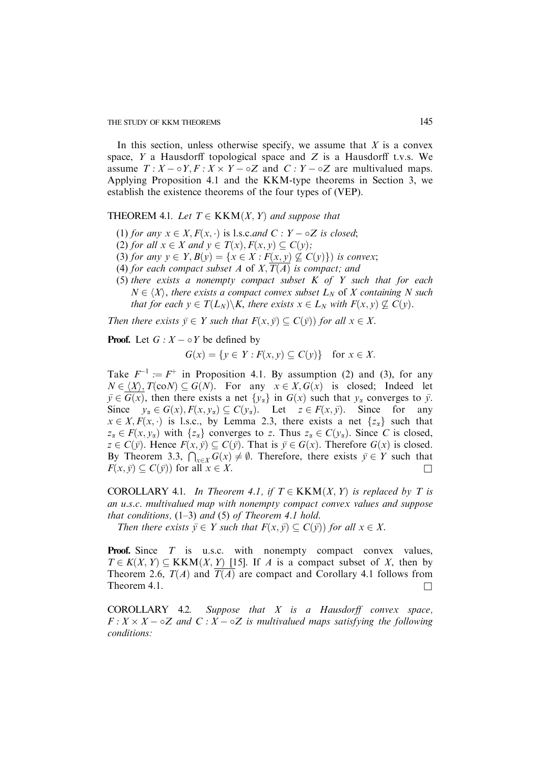In this section, unless otherwise specify, we assume that $X$ is a convex space, $Y$ a Hausdorff topological space and $Z$ is a Hausdorff t.v.s. We assume $T : X - \circ Y, F : X \times Y - \circ Z$ and $C : Y - \circ Z$ are multivalued maps. Applying Proposition 4.1 and the KKM-type theorems in Section 3, we establish the existence theorems of the four types of (VEP).

THEOREM 4.1. *Let $T \in \mathrm{KKM}(X, Y)$ and suppose that*

(1) *for any $x \in X, F(x, \cdot)$ is l.s.c.and $C : Y - \circ Z$ is closed;*
(2) *for all $x \in X$ and $y \in T(x), F(x, y) \subseteq C(y)$;*
(3) *for any $y \in Y, B(y) = \{x \in X : \underline{F(x, y)} \nsubseteq C(y)\})$ is convex;*
(4) *for each compact subset $A$ of $X, \overline{T(A)}$ is compact; and*
(5) *there exists a nonempty compact subset $K$ of $Y$ such that for each $N \in \langle X \rangle$, there exists a compact convex subset $L_N$ of $X$ containing $N$ such that for each $y \in T(L_N) \backslash K$, there exists $x \in L_N$ with $F(x, y) \nsubseteq C(y)$.*

*Then there exists $\bar{y} \in Y$ such that $F(x, \bar{y}) \subseteq C(\bar{y}))$ for all $x \in X$.*

**Proof.** Let $G : X - \circ Y$ be defined by

$$G(x) = \{y \in Y : F(x, y) \subseteq C(y)\} \quad \text{for } x \in X.$$

Take $F^{-1} := F^{+}$ in Proposition 4.1. By assumption (2) and (3), for any $N \in \underline{\langle X \rangle}, T(\mathrm{co}N) \subseteq G(N)$. For any $x \in X, G(x)$ is closed; Indeed let $\bar{y} \in \overline{G(x)}$, then there exists a net $\{y_\alpha\}$ in $G(x)$ such that $y_\alpha$ converges to $\bar{y}$. Since $y_\alpha \in G(x), F(x, y_\alpha) \subseteq C(y_\alpha)$. Let $z \in F(x, \bar{y})$. Since for any $x \in X, F(x, \cdot)$ is l.s.c., by Lemma 2.3, there exists a net $\{z_\alpha\}$ such that $z_\alpha \in F(x, y_\alpha)$ with $\{z_\alpha\}$ converges to $z$. Thus $z_\alpha \in C(y_\alpha)$. Since $C$ is closed, $z \in C(\bar{y})$. Hence $F(x, \bar{y}) \subseteq C(\bar{y})$. That is $\bar{y} \in G(x)$. Therefore $G(x)$ is closed. By Theorem 3.3, $\bigcap_{x \in X} G(x) \neq \emptyset$. Therefore, there exists $\bar{y} \in Y$ such that $F(x, \bar{y}) \subseteq C(\bar{y}))$ for all $x \in X$. □

COROLLARY 4.1. *In Theorem 4.1, if $T \in \mathrm{KKM}(X, Y)$ is replaced by $T$ is an u.s.c. multivalued map with nonempty compact convex values and suppose that conditions,* (1–3) *and* (5) *of Theorem 4.1 hold.*

*Then there exists $\bar{y} \in Y$ such that $F(x, \bar{y}) \subseteq C(\bar{y}))$ for all $x \in X$.*

**Proof.** Since $T$ is u.s.c. with nonempty compact convex values, $T \in K(X, Y) \subseteq \mathrm{KKM}(X, \underline{Y})$ [15]. If $A$ is a compact subset of $X$, then by Theorem 2.6, $T(A)$ and $\overline{T(A)}$ are compact and Corollary 4.1 follows from Theorem 4.1. □

COROLLARY 4.2. *Suppose that $X$ is a Hausdorff convex space, $F : X \times X - \circ Z$ and $C : X - \circ Z$ is multivalued maps satisfying the following conditions:*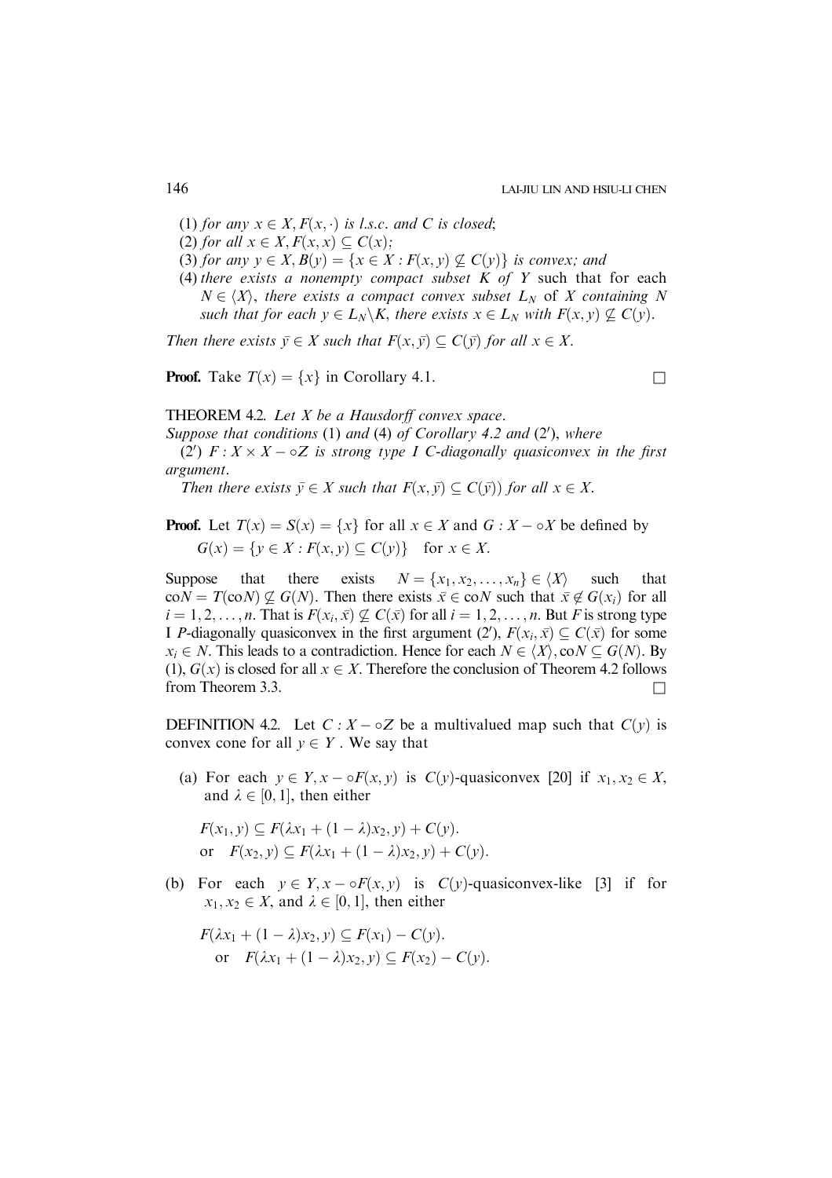(1) *for any* $x \in X, F(x, \cdot)$ *is l.s.c. and* $C$ *is closed*;

(2) *for all* $x \in X, F(x, x) \subseteq C(x)$;

(3) *for any* $y \in X, B(y) = \{x \in X : F(x, y) \not\subseteq C(y)\}$ *is convex; and*

(4) *there exists a nonempty compact subset* $K$ *of* $Y$ such that for each $N \in \langle X \rangle$, *there exists a compact convex subset* $L_N$ of $X$ *containing* $N$ *such that for each* $y \in L_N \backslash K$, *there exists* $x \in L_N$ *with* $F(x, y) \not\subseteq C(y)$.

*Then there exists* $\bar{y} \in X$ *such that* $F(x, \bar{y}) \subseteq C(\bar{y})$ *for all* $x \in X$.

**Proof.** Take $T(x) = \{x\}$ in Corollary 4.1. □

THEOREM 4.2. *Let* $X$ *be a Hausdorff convex space*.

*Suppose that conditions* (1) *and* (4) *of Corollary 4.2 and* (2′), *where*

(2′) $F : X \times X - \circ Z$ *is strong type I C-diagonally quasiconvex in the first argument*.

*Then there exists* $\bar{y} \in X$ *such that* $F(x, \bar{y}) \subseteq C(\bar{y}))$ *for all* $x \in X$.

**Proof.** Let $T(x) = S(x) = \{x\}$ for all $x \in X$ and $G : X - \circ X$ be defined by

$$G(x) = \{y \in X : F(x, y) \subseteq C(y)\} \quad \text{for } x \in X.$$

Suppose that there exists $N = \{x_1, x_2, \ldots, x_n\} \in \langle X \rangle$ such that $\text{co}N = T(\text{co}N) \not\subseteq G(N)$. Then there exists $\bar{x} \in \text{co}N$ such that $\bar{x} \notin G(x_i)$ for all $i = 1, 2, \ldots, n$. That is $F(x_i, \bar{x}) \not\subseteq C(\bar{x})$ for all $i = 1, 2, \ldots, n$. But $F$ is strong type I $P$-diagonally quasiconvex in the first argument (2′), $F(x_i, \bar{x}) \subseteq C(\bar{x})$ for some $x_i \in N$. This leads to a contradiction. Hence for each $N \in \langle X \rangle, \text{co}N \subseteq G(N)$. By (1), $G(x)$ is closed for all $x \in X$. Therefore the conclusion of Theorem 4.2 follows from Theorem 3.3. □

DEFINITION 4.2. Let $C : X - \circ Z$ be a multivalued map such that $C(y)$ is convex cone for all $y \in Y$. We say that

(a) For each $y \in Y, x - \circ F(x, y)$ is $C(y)$-quasiconvex [20] if $x_1, x_2 \in X$, and $\lambda \in [0, 1]$, then either

$$F(x_1, y) \subseteq F(\lambda x_1 + (1 - \lambda)x_2, y) + C(y).$$
$$\text{or} \quad F(x_2, y) \subseteq F(\lambda x_1 + (1 - \lambda)x_2, y) + C(y).$$

(b) For each $y \in Y, x - \circ F(x, y)$ is $C(y)$-quasiconvex-like [3] if for $x_1, x_2 \in X$, and $\lambda \in [0, 1]$, then either

$$F(\lambda x_1 + (1 - \lambda)x_2, y) \subseteq F(x_1) - C(y).$$
$$\text{or} \quad F(\lambda x_1 + (1 - \lambda)x_2, y) \subseteq F(x_2) - C(y).$$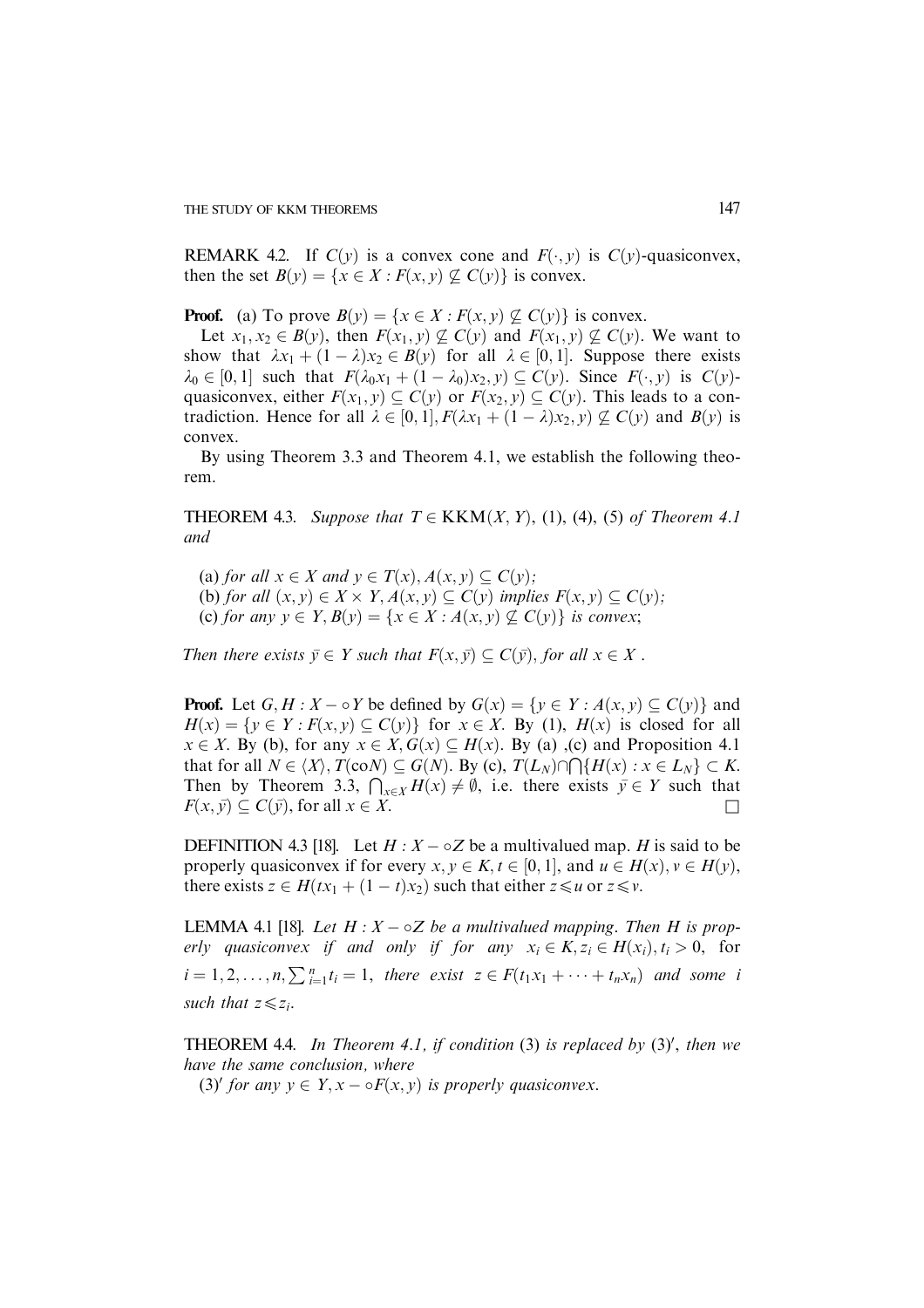**REMARK 4.2.** If $C(y)$ is a convex cone and $F(\cdot, y)$ is $C(y)$-quasiconvex, then the set $B(y) = \{x \in X : F(x, y) \not\subseteq C(y)\}$ is convex.

**Proof.** (a) To prove $B(y) = \{x \in X : F(x, y) \not\subseteq C(y)\}$ is convex.

Let $x_1, x_2 \in B(y)$, then $F(x_1, y) \not\subseteq C(y)$ and $F(x_1, y) \not\subseteq C(y)$. We want to show that $\lambda x_1 + (1 - \lambda)x_2 \in B(y)$ for all $\lambda \in [0, 1]$. Suppose there exists $\lambda_0 \in [0, 1]$ such that $F(\lambda_0 x_1 + (1 - \lambda_0)x_2, y) \subseteq C(y)$. Since $F(\cdot, y)$ is $C(y)$-quasiconvex, either $F(x_1, y) \subseteq C(y)$ or $F(x_2, y) \subseteq C(y)$. This leads to a contradiction. Hence for all $\lambda \in [0, 1], F(\lambda x_1 + (1 - \lambda)x_2, y) \not\subseteq C(y)$ and $B(y)$ is convex.

By using Theorem 3.3 and Theorem 4.1, we establish the following theorem.

**THEOREM 4.3.** *Suppose that* $T \in \mathrm{KKM}(X, Y)$, (1), (4), (5) *of Theorem 4.1 and*

(a) *for all* $x \in X$ *and* $y \in T(x), A(x, y) \subseteq C(y)$;
(b) *for all* $(x, y) \in X \times Y, A(x, y) \subseteq C(y)$ *implies* $F(x, y) \subseteq C(y)$;
(c) *for any* $y \in Y, B(y) = \{x \in X : A(x, y) \not\subseteq C(y)\}$ *is convex*;

*Then there exists* $\bar{y} \in Y$ *such that* $F(x, \bar{y}) \subseteq C(\bar{y})$, *for all* $x \in X$.

**Proof.** Let $G, H : X - \circ Y$ be defined by $G(x) = \{y \in Y : A(x, y) \subseteq C(y)\}$ and $H(x) = \{y \in Y : F(x, y) \subseteq C(y)\}$ for $x \in X$. By (1), $H(x)$ is closed for all $x \in X$. By (b), for any $x \in X, G(x) \subseteq H(x)$. By (a) ,(c) and Proposition 4.1 that for all $N \in \langle X \rangle, T(\mathrm{co}N) \subseteq G(N)$. By (c), $T(L_N) \cap \bigcap \{H(x) : x \in L_N\} \subset K$. Then by Theorem 3.3, $\bigcap_{x \in X} H(x) \neq \emptyset$, i.e. there exists $\bar{y} \in Y$ such that $F(x, \bar{y}) \subseteq C(\bar{y})$, for all $x \in X$. $\square$

**DEFINITION 4.3** [18]. Let $H : X - \circ Z$ be a multivalued map. $H$ is said to be properly quasiconvex if for every $x, y \in K, t \in [0, 1]$, and $u \in H(x), v \in H(y)$, there exists $z \in H(tx_1 + (1 - t)x_2)$ such that either $z \leqslant u$ or $z \leqslant v$.

**LEMMA 4.1** [18]. *Let* $H : X - \circ Z$ *be a multivalued mapping. Then* $H$ *is properly quasiconvex if and only if for any* $x_i \in K, z_i \in H(x_i), t_i > 0,$ *for* $i = 1, 2, \ldots, n, \sum_{i=1}^{n} t_i = 1$, *there exist* $z \in F(t_1 x_1 + \cdots + t_n x_n)$ *and some* $i$ *such that* $z \leqslant z_i$.

**THEOREM 4.4.** *In Theorem 4.1, if condition* (3) *is replaced by* $(3)'$, *then we have the same conclusion, where*

$(3)'$ *for any* $y \in Y, x - \circ F(x, y)$ *is properly quasiconvex.*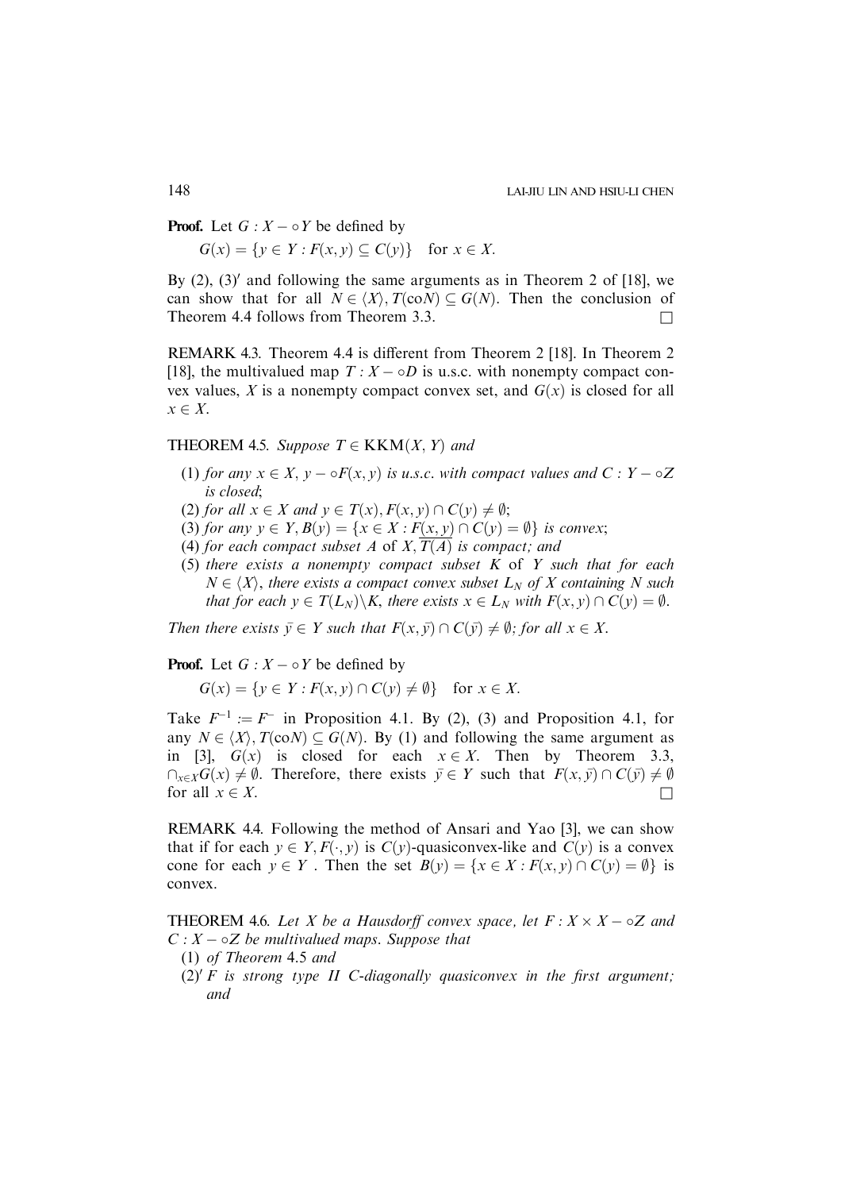**Proof.** Let $G : X - \circ Y$ be defined by

$$G(x) = \{y \in Y : F(x, y) \subseteq C(y)\} \quad \text{for } x \in X.$$

By (2), (3)′ and following the same arguments as in Theorem 2 of [18], we can show that for all $N \in \langle X \rangle, T(\text{co}N) \subseteq G(N)$. Then the conclusion of Theorem 4.4 follows from Theorem 3.3. □

REMARK 4.3. Theorem 4.4 is different from Theorem 2 [18]. In Theorem 2 [18], the multivalued map $T : X - \circ D$ is u.s.c. with nonempty compact convex values, $X$ is a nonempty compact convex set, and $G(x)$ is closed for all $x \in X$.

THEOREM 4.5. *Suppose* $T \in \text{KKM}(X, Y)$ *and*

(1) *for any* $x \in X$, $y - \circ F(x, y)$ *is u.s.c. with compact values and* $C : Y - \circ Z$ *is closed*;
(2) *for all* $x \in X$ *and* $y \in T(x), F(x, y) \cap C(y) \neq \emptyset$;
(3) *for any* $y \in Y, B(y) = \{x \in X : F(x, y) \cap C(y) = \emptyset\}$ *is convex*;
(4) *for each compact subset* $A$ of $X, \overline{T(A)}$ *is compact; and*
(5) *there exists a nonempty compact subset* $K$ of $Y$ *such that for each* $N \in \langle X \rangle$, *there exists a compact convex subset* $L_N$ *of* $X$ *containing* $N$ *such that for each* $y \in T(L_N) \backslash K$, *there exists* $x \in L_N$ *with* $F(x, y) \cap C(y) = \emptyset$.

*Then there exists* $\bar{y} \in Y$ *such that* $F(x, \bar{y}) \cap C(\bar{y}) \neq \emptyset$; *for all* $x \in X$.

**Proof.** Let $G : X - \circ Y$ be defined by

$$G(x) = \{y \in Y : F(x, y) \cap C(y) \neq \emptyset\} \quad \text{for } x \in X.$$

Take $F^{-1} := F^{-}$ in Proposition 4.1. By (2), (3) and Proposition 4.1, for any $N \in \langle X \rangle, T(\text{co}N) \subseteq G(N)$. By (1) and following the same argument as in [3], $G(x)$ is closed for each $x \in X$. Then by Theorem 3.3, $\cap_{x \in X} G(x) \neq \emptyset$. Therefore, there exists $\bar{y} \in Y$ such that $F(x, \bar{y}) \cap C(\bar{y}) \neq \emptyset$ for all $x \in X$. □

REMARK 4.4. Following the method of Ansari and Yao [3], we can show that if for each $y \in Y, F(\cdot, y)$ is $C(y)$-quasiconvex-like and $C(y)$ is a convex cone for each $y \in Y$ . Then the set $B(y) = \{x \in X : F(x, y) \cap C(y) = \emptyset\}$ is convex.

THEOREM 4.6. *Let* $X$ *be a Hausdorff convex space, let* $F : X \times X - \circ Z$ *and* $C : X - \circ Z$ *be multivalued maps. Suppose that*

(1) *of Theorem* 4.5 *and*
(2)′ $F$ *is strong type II* $C$*-diagonally quasiconvex in the first argument; and*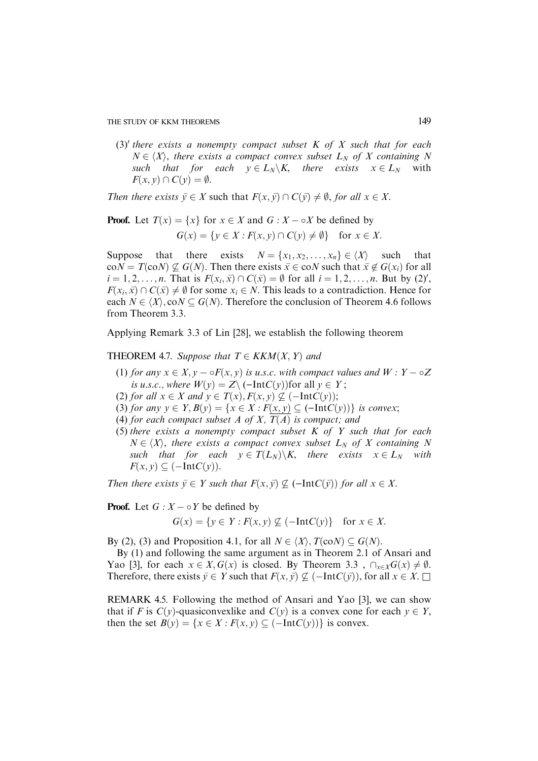(3)$'$ *there exists a nonempty compact subset $K$ of $X$ such that for each $N \in \langle X \rangle$, there exists a compact convex subset $L_N$ of $X$ containing $N$ such that for each $y \in L_N \backslash K$, there exists $x \in L_N$* with $F(x, y) \cap C(y) = \emptyset$.

*Then there exists $\bar{y} \in X$* such that $F(x, \bar{y}) \cap C(\bar{y}) \neq \emptyset$, *for all $x \in X$.*

**Proof.** Let $T(x) = \{x\}$ for $x \in X$ and $G : X - \circ X$ be defined by

$$G(x) = \{y \in X : F(x, y) \cap C(y) \neq \emptyset\} \quad \text{for } x \in X.$$

Suppose that there exists $N = \{x_1, x_2, \ldots, x_n\} \in \langle X \rangle$ such that $\text{co}N = T(\text{co}N) \not\subseteq G(N)$. Then there exists $\bar{x} \in \text{co}N$ such that $\bar{x} \notin G(x_i)$ for all $i = 1, 2, \ldots, n$. That is $F(x_i, \bar{x}) \cap C(\bar{x}) = \emptyset$ for all $i = 1, 2, \ldots, n$. But by (2)$'$, $F(x_i, \bar{x}) \cap C(\bar{x}) \neq \emptyset$ for some $x_i \in N$. This leads to a contradiction. Hence for each $N \in \langle X \rangle, \text{co}N \subseteq G(N)$. Therefore the conclusion of Theorem 4.6 follows from Theorem 3.3.

Applying Remark 3.3 of Lin [28], we establish the following theorem

THEOREM 4.7. *Suppose that $T \in KKM(X, Y)$ and*

(1) *for any $x \in X, y - \circ F(x, y)$ is u.s.c. with compact values and $W : Y - \circ Z$ is u.s.c., where $W(y) = Z \backslash (-\text{Int}C(y))$for all $y \in Y$;*
(2) *for all $x \in X$ and $y \in T(x), F(x, y) \not\subseteq (-\text{Int}C(y))$;*
(3) *for any $y \in Y, B(y) = \{x \in X : \underline{F(x, y)} \subseteq (-\text{Int}C(y))\}$ is convex;*
(4) *for each compact subset $A$ of $X$, $\overline{T(A)}$ is compact; and*
(5) *there exists a nonempty compact subset $K$ of $Y$ such that for each $N \in \langle X \rangle$, there exists a compact convex subset $L_N$ of $X$ containing $N$ such that for each $y \in T(L_N) \backslash K$, there exists $x \in L_N$ with $F(x, y) \subseteq (-\text{Int}C(y))$.*

*Then there exists $\bar{y} \in Y$ such that $F(x, \bar{y}) \not\subseteq (-\text{Int}C(\bar{y}))$ for all $x \in X$.*

**Proof.** Let $G : X - \circ Y$ be defined by

$$G(x) = \{y \in Y : F(x, y) \not\subseteq (-\text{Int}C(y))\} \quad \text{for } x \in X.$$

By (2), (3) and Proposition 4.1, for all $N \in \langle X \rangle$, $T(\text{co}N) \subseteq G(N)$.

By (1) and following the same argument as in Theorem 2.1 of Ansari and Yao [3], for each $x \in X, G(x)$ is closed. By Theorem 3.3 , $\cap_{x \in X} G(x) \neq \emptyset$. Therefore, there exists $\bar{y} \in Y$ such that $F(x, \bar{y}) \not\subseteq (-\text{Int}C(\bar{y}))$, for all $x \in X$. □

REMARK 4.5. Following the method of Ansari and Yao [3], we can show that if $F$ is $C(y)$-quasiconvexlike and $C(y)$ is a convex cone for each $y \in Y$, then the set $B(y) = \{x \in X : F(x, y) \subseteq (-\text{Int}C(y))\}$ is convex.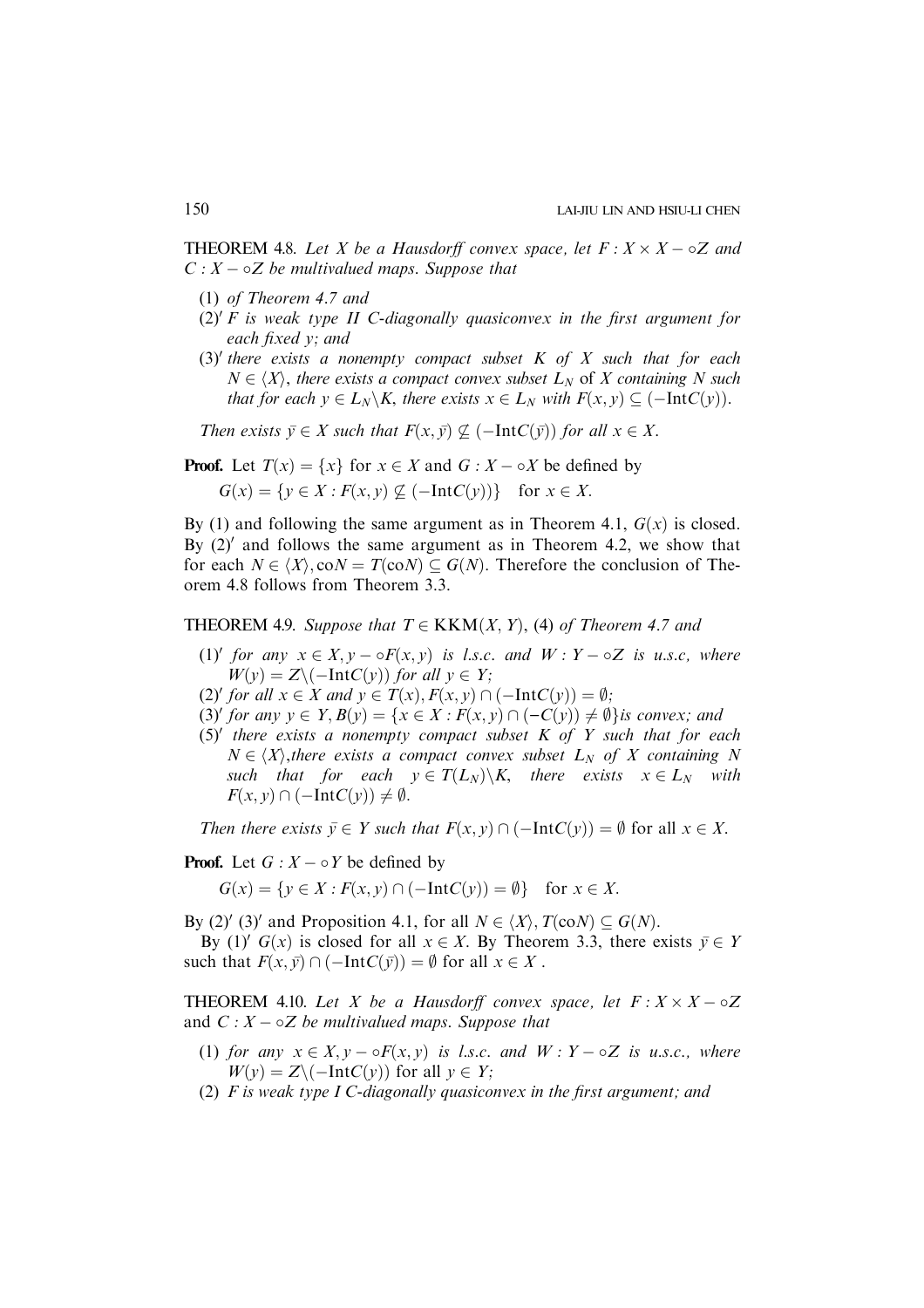**THEOREM 4.8.** *Let $X$ be a Hausdorff convex space, let $F : X \times X - \circ Z$ and $C : X - \circ Z$ be multivalued maps. Suppose that*

(1) *of Theorem 4.7 and*

(2)$'$ *$F$ is weak type II $C$-diagonally quasiconvex in the first argument for each fixed $y$; and*

(3)$'$ *there exists a nonempty compact subset $K$ of $X$ such that for each $N \in \langle X \rangle$, there exists a compact convex subset $L_N$ of $X$ containing $N$ such that for each $y \in L_N \backslash K$, there exists $x \in L_N$ with $F(x, y) \subseteq (-\text{Int}C(y))$.*

*Then exists $\bar{y} \in X$ such that $F(x, \bar{y}) \not\subseteq (-\text{Int}C(\bar{y}))$ for all $x \in X$.*

**Proof.** Let $T(x) = \{x\}$ for $x \in X$ and $G : X - \circ X$ be defined by

$$G(x) = \{y \in X : F(x, y) \not\subseteq (-\text{Int}C(y))\} \quad \text{for } x \in X.$$

By (1) and following the same argument as in Theorem 4.1, $G(x)$ is closed. By (2)$'$ and follows the same argument as in Theorem 4.2, we show that for each $N \in \langle X \rangle, \text{co}N = T(\text{co}N) \subseteq G(N)$. Therefore the conclusion of Theorem 4.8 follows from Theorem 3.3.

**THEOREM 4.9.** *Suppose that $T \in \text{KKM}(X, Y)$, (4) of Theorem 4.7 and*

(1)$'$ *for any $x \in X, y - \circ F(x, y)$ is l.s.c. and $W : Y - \circ Z$ is u.s.c, where $W(y) = Z \backslash (-\text{Int}C(y))$ for all $y \in Y$;*

(2)$'$ *for all $x \in X$ and $y \in T(x), F(x, y) \cap (-\text{Int}C(y)) = \emptyset$;*

(3)$'$ *for any $y \in Y, B(y) = \{x \in X : F(x, y) \cap (-C(y)) \neq \emptyset\}$ is convex; and*

(5)$'$ *there exists a nonempty compact subset $K$ of $Y$ such that for each $N \in \langle X \rangle$, there exists a compact convex subset $L_N$ of $X$ containing $N$ such that for each $y \in T(L_N) \backslash K$, there exists $x \in L_N$ with $F(x, y) \cap (-\text{Int}C(y)) \neq \emptyset$.*

*Then there exists $\bar{y} \in Y$ such that $F(x, y) \cap (-\text{Int}C(y)) = \emptyset$ for all $x \in X$.*

**Proof.** Let $G : X - \circ Y$ be defined by

$$G(x) = \{y \in X : F(x, y) \cap (-\text{Int}C(y)) = \emptyset\} \quad \text{for } x \in X.$$

By (2)$'$ (3)$'$ and Proposition 4.1, for all $N \in \langle X \rangle, T(\text{co}N) \subseteq G(N)$.

By (1)$'$ $G(x)$ is closed for all $x \in X$. By Theorem 3.3, there exists $\bar{y} \in Y$ such that $F(x, \bar{y}) \cap (-\text{Int}C(\bar{y})) = \emptyset$ for all $x \in X$ .

**THEOREM 4.10.** *Let $X$ be a Hausdorff convex space, let $F : X \times X - \circ Z$ and $C : X - \circ Z$ be multivalued maps. Suppose that*

(1) *for any $x \in X, y - \circ F(x, y)$ is l.s.c. and $W : Y - \circ Z$ is u.s.c., where $W(y) = Z \backslash (-\text{Int}C(y))$ for all $y \in Y$;*

(2) *$F$ is weak type I $C$-diagonally quasiconvex in the first argument; and*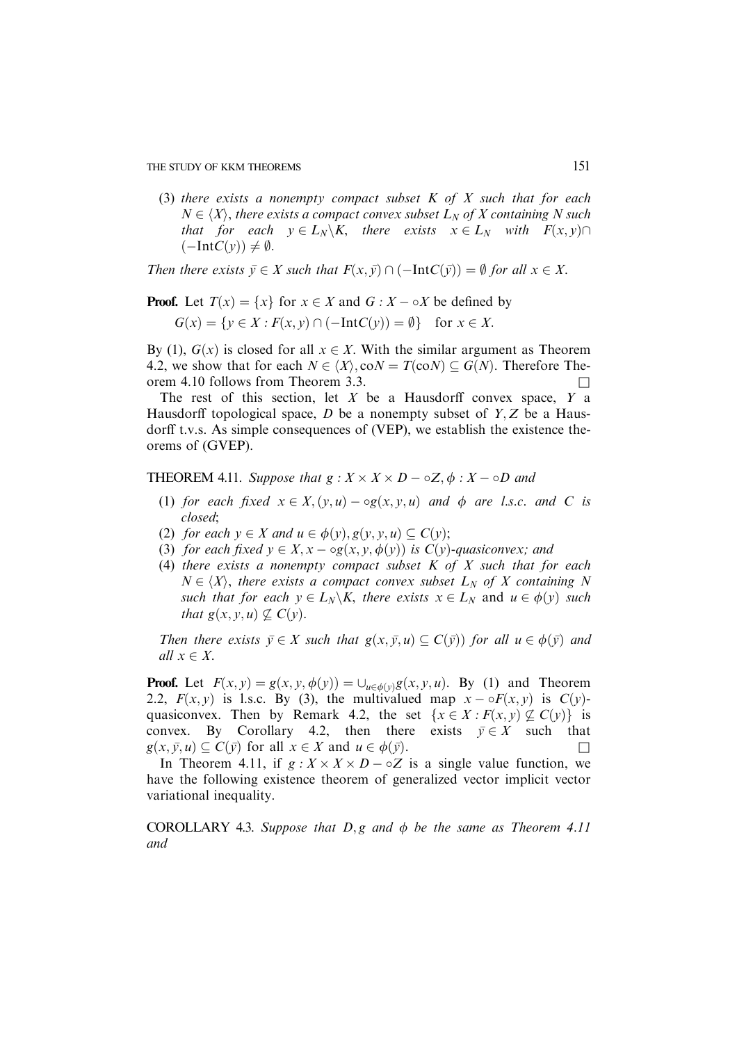(3) *there exists a nonempty compact subset $K$ of $X$ such that for each $N \in \langle X \rangle$, there exists a compact convex subset $L_N$ of $X$ containing $N$ such that for each $y \in L_N \backslash K$, there exists $x \in L_N$ with $F(x, y) \cap (-\mathrm{Int}C(y)) \neq \emptyset$.*

*Then there exists $\bar{y} \in X$ such that $F(x, \bar{y}) \cap (-\mathrm{Int}C(\bar{y})) = \emptyset$ for all $x \in X$.*

**Proof.** Let $T(x) = \{x\}$ for $x \in X$ and $G : X - \circ X$ be defined by

$$G(x) = \{y \in X : F(x, y) \cap (-\mathrm{Int}C(y)) = \emptyset\} \quad \text{for } x \in X.$$

By (1), $G(x)$ is closed for all $x \in X$. With the similar argument as Theorem 4.2, we show that for each $N \in \langle X \rangle$, $\mathrm{co}N = T(\mathrm{co}N) \subseteq G(N)$. Therefore Theorem 4.10 follows from Theorem 3.3. □

The rest of this section, let $X$ be a Hausdorff convex space, $Y$ a Hausdorff topological space, $D$ be a nonempty subset of $Y, Z$ be a Hausdorff t.v.s. As simple consequences of (VEP), we establish the existence theorems of (GVEP).

THEOREM 4.11. *Suppose that $g : X \times X \times D - \circ Z, \phi : X - \circ D$ and*

1. *for each fixed $x \in X, (y, u) - \circ g(x, y, u)$ and $\phi$ are l.s.c. and $C$ is closed;*
2. *for each $y \in X$ and $u \in \phi(y), g(y, y, u) \subseteq C(y)$;*
3. *for each fixed $y \in X, x - \circ g(x, y, \phi(y))$ is $C(y)$-quasiconvex; and*
4. *there exists a nonempty compact subset $K$ of $X$ such that for each $N \in \langle X \rangle$, there exists a compact convex subset $L_N$ of $X$ containing $N$ such that for each $y \in L_N \backslash K$, there exists $x \in L_N$* and *$u \in \phi(y)$ such that $g(x, y, u) \not\subseteq C(y)$.*

*Then there exists $\bar{y} \in X$ such that $g(x, \bar{y}, u) \subseteq C(\bar{y}))$ for all $u \in \phi(\bar{y})$ and all $x \in X$.*

**Proof.** Let $F(x, y) = g(x, y, \phi(y)) = \cup_{u \in \phi(y)} g(x, y, u)$. By (1) and Theorem 2.2, $F(x, y)$ is l.s.c. By (3), the multivalued map $x - \circ F(x, y)$ is $C(y)$-quasiconvex. Then by Remark 4.2, the set $\{x \in X : F(x, y) \not\subseteq C(y)\}$ is convex. By Corollary 4.2, then there exists $\bar{y} \in X$ such that $g(x, \bar{y}, u) \subseteq C(\bar{y})$ for all $x \in X$ and $u \in \phi(\bar{y})$. □

In Theorem 4.11, if $g : X \times X \times D - \circ Z$ is a single value function, we have the following existence theorem of generalized vector implicit vector variational inequality.

COROLLARY 4.3. *Suppose that $D, g$ and $\phi$ be the same as Theorem 4.11 and*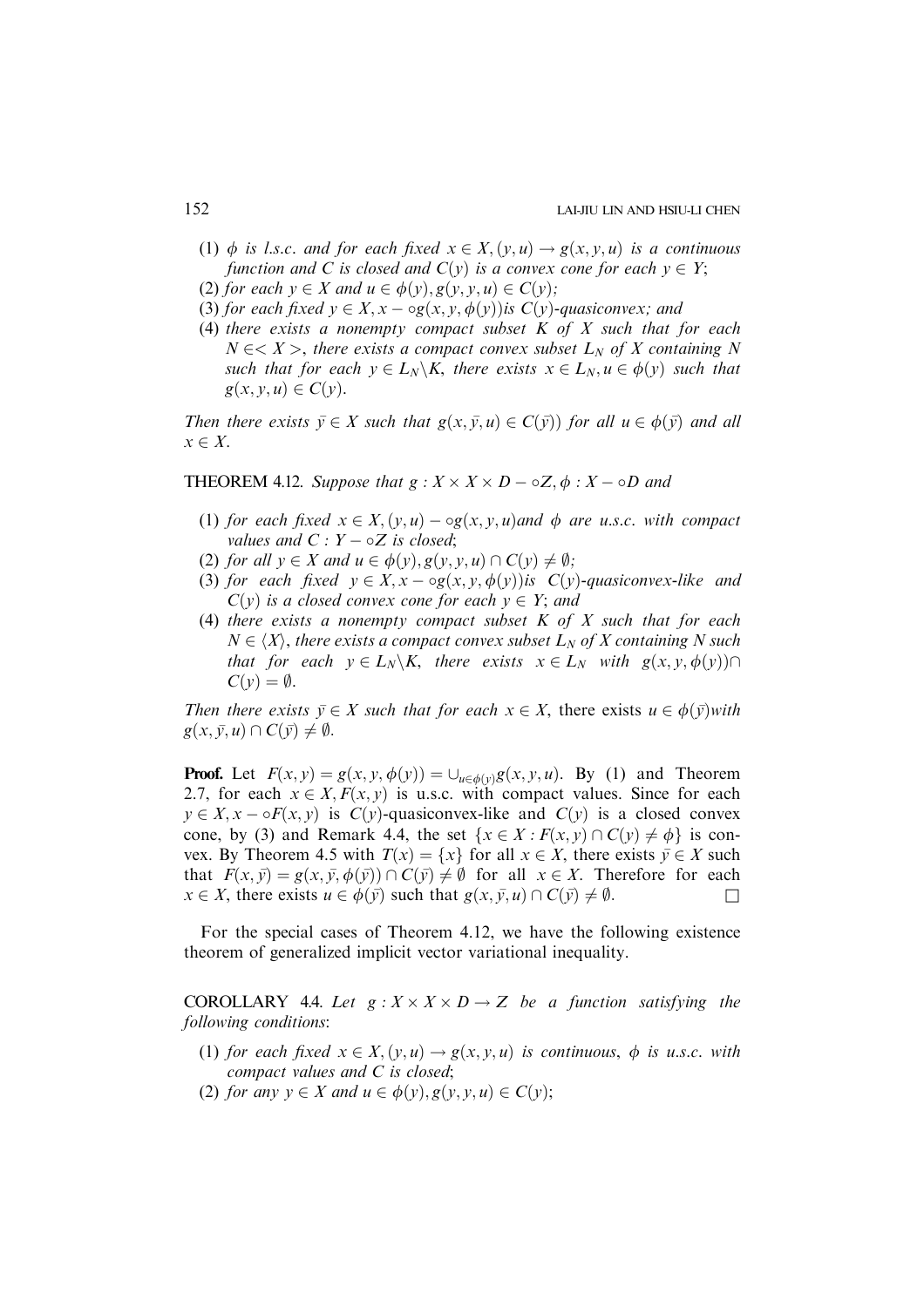(1) $\phi$ *is l.s.c. and for each fixed* $x \in X, (y, u) \rightarrow g(x, y, u)$ *is a continuous function and* $C$ *is closed and* $C(y)$ *is a convex cone for each* $y \in Y$;

(2) *for each* $y \in X$ *and* $u \in \phi(y), g(y, y, u) \in C(y)$;

(3) *for each fixed* $y \in X, x - \circ g(x, y, \phi(y))$*is* $C(y)$*-quasiconvex; and*

(4) *there exists a nonempty compact subset* $K$ *of* $X$ *such that for each* $N \in < X >$, *there exists a compact convex subset* $L_N$ *of* $X$ *containing* $N$ *such that for each* $y \in L_N \backslash K$, *there exists* $x \in L_N, u \in \phi(y)$ *such that* $g(x, y, u) \in C(y)$.

*Then there exists* $\bar{y} \in X$ *such that* $g(x, \bar{y}, u) \in C(\bar{y}))$ *for all* $u \in \phi(\bar{y})$ *and all* $x \in X$.

THEOREM 4.12. *Suppose that* $g : X \times X \times D - \circ Z, \phi : X - \circ D$ *and*

(1) *for each fixed* $x \in X, (y, u) - \circ g(x, y, u)$*and* $\phi$ *are u.s.c. with compact values and* $C : Y - \circ Z$ *is closed*;

(2) *for all* $y \in X$ *and* $u \in \phi(y), g(y, y, u) \cap C(y) \neq \emptyset$;

(3) *for each fixed* $y \in X, x - \circ g(x, y, \phi(y))$*is* $C(y)$*-quasiconvex-like and* $C(y)$ *is a closed convex cone for each* $y \in Y$; *and*

(4) *there exists a nonempty compact subset* $K$ *of* $X$ *such that for each* $N \in \langle X \rangle$, *there exists a compact convex subset* $L_N$ *of* $X$ *containing* $N$ *such that for each* $y \in L_N \backslash K$, *there exists* $x \in L_N$ *with* $g(x, y, \phi(y)) \cap C(y) = \emptyset$.

*Then there exists* $\bar{y} \in X$ *such that for each* $x \in X$, there exists $u \in \phi(\bar{y})$*with* $g(x, \bar{y}, u) \cap C(\bar{y}) \neq \emptyset$.

**Proof.** Let $F(x, y) = g(x, y, \phi(y)) = \cup_{u \in \phi(y)} g(x, y, u)$. By (1) and Theorem 2.7, for each $x \in X, F(x, y)$ is u.s.c. with compact values. Since for each $y \in X, x - \circ F(x, y)$ is $C(y)$-quasiconvex-like and $C(y)$ is a closed convex cone, by (3) and Remark 4.4, the set $\{x \in X : F(x, y) \cap C(y) \neq \phi\}$ is convex. By Theorem 4.5 with $T(x) = \{x\}$ for all $x \in X$, there exists $\bar{y} \in X$ such that $F(x, \bar{y}) = g(x, \bar{y}, \phi(\bar{y})) \cap C(\bar{y}) \neq \emptyset$ for all $x \in X$. Therefore for each $x \in X$, there exists $u \in \phi(\bar{y})$ such that $g(x, \bar{y}, u) \cap C(\bar{y}) \neq \emptyset$. □

For the special cases of Theorem 4.12, we have the following existence theorem of generalized implicit vector variational inequality.

COROLLARY 4.4. *Let* $g : X \times X \times D \rightarrow Z$ *be a function satisfying the following conditions*:

(1) *for each fixed* $x \in X, (y, u) \rightarrow g(x, y, u)$ *is continuous*, $\phi$ *is u.s.c. with compact values and* $C$ *is closed*;

(2) *for any* $y \in X$ *and* $u \in \phi(y), g(y, y, u) \in C(y)$;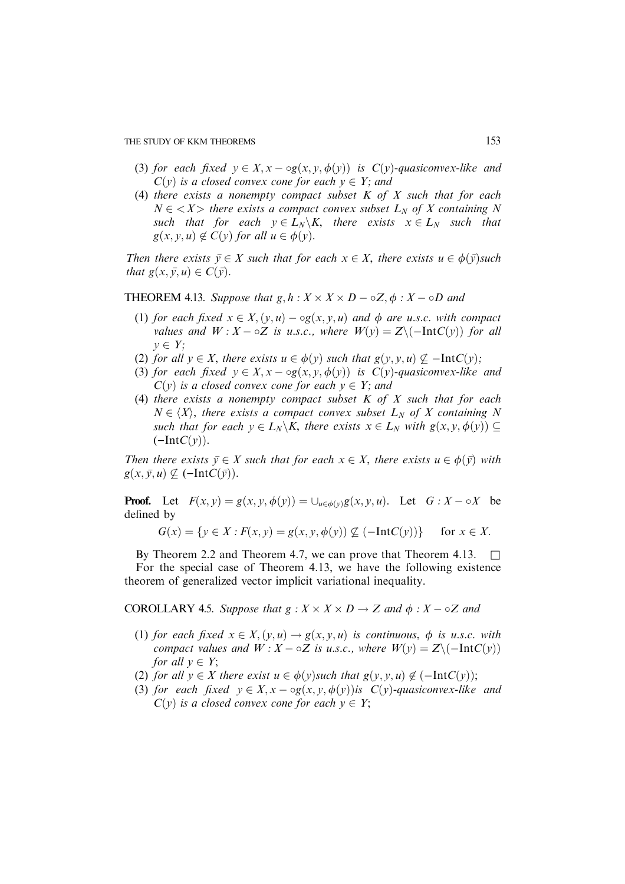(3) *for each fixed* $y \in X, x -\circ g(x, y, \phi(y))$ *is* $C(y)$*-quasiconvex-like and* $C(y)$ *is a closed convex cone for each* $y \in Y$*; and*

(4) *there exists a nonempty compact subset* $K$ *of* $X$ *such that for each* $N \in <X>$ *there exists a compact convex subset* $L_N$ *of* $X$ *containing* $N$ *such that for each* $y \in L_N \backslash K$*, there exists* $x \in L_N$ *such that* $g(x, y, u) \notin C(y)$ *for all* $u \in \phi(y)$*.*

*Then there exists* $\bar{y} \in X$ *such that for each* $x \in X$*, there exists* $u \in \phi(\bar{y})$*such that* $g(x, \bar{y}, u) \in C(\bar{y})$*.*

THEOREM 4.13. *Suppose that* $g, h : X \times X \times D -\circ Z, \phi : X -\circ D$ *and*

(1) *for each fixed* $x \in X, (y, u) -\circ g(x, y, u)$ *and* $\phi$ *are u.s.c. with compact values and* $W : X -\circ Z$ *is u.s.c., where* $W(y) = Z \backslash (-\text{Int}C(y))$ *for all* $y \in Y$*;*

(2) *for all* $y \in X$*, there exists* $u \in \phi(y)$ *such that* $g(y, y, u) \not\subseteq -\text{Int}C(y)$*;*

(3) *for each fixed* $y \in X, x -\circ g(x, y, \phi(y))$ *is* $C(y)$*-quasiconvex-like and* $C(y)$ *is a closed convex cone for each* $y \in Y$*; and*

(4) *there exists a nonempty compact subset* $K$ *of* $X$ *such that for each* $N \in \langle X \rangle$*, there exists a compact convex subset* $L_N$ *of* $X$ *containing* $N$ *such that for each* $y \in L_N \backslash K$*, there exists* $x \in L_N$ *with* $g(x, y, \phi(y)) \subseteq (-\text{Int}C(y))$*.*

*Then there exists* $\bar{y} \in X$ *such that for each* $x \in X$*, there exists* $u \in \phi(\bar{y})$ *with* $g(x, \bar{y}, u) \not\subseteq (-\text{Int}C(\bar{y}))$*.*

**Proof.** Let $F(x, y) = g(x, y, \phi(y)) = \cup_{u \in \phi(y)} g(x, y, u)$. Let $G : X -\circ X$ be defined by

$$G(x) = \{y \in X : F(x, y) = g(x, y, \phi(y)) \not\subseteq (-\text{Int}C(y))\} \quad \text{for } x \in X.$$

By Theorem 2.2 and Theorem 4.7, we can prove that Theorem 4.13. $\square$

For the special case of Theorem 4.13, we have the following existence theorem of generalized vector implicit variational inequality.

COROLLARY 4.5. *Suppose that* $g : X \times X \times D \to Z$ *and* $\phi : X -\circ Z$ *and*

(1) *for each fixed* $x \in X, (y, u) \to g(x, y, u)$ *is continuous,* $\phi$ *is u.s.c. with compact values and* $W : X -\circ Z$ *is u.s.c., where* $W(y) = Z \backslash (-\text{Int}C(y))$ *for all* $y \in Y$;

(2) *for all* $y \in X$ *there exist* $u \in \phi(y)$*such that* $g(y, y, u) \notin (-\text{Int}C(y))$;

(3) *for each fixed* $y \in X, x -\circ g(x, y, \phi(y))$*is* $C(y)$*-quasiconvex-like and* $C(y)$ *is a closed convex cone for each* $y \in Y$;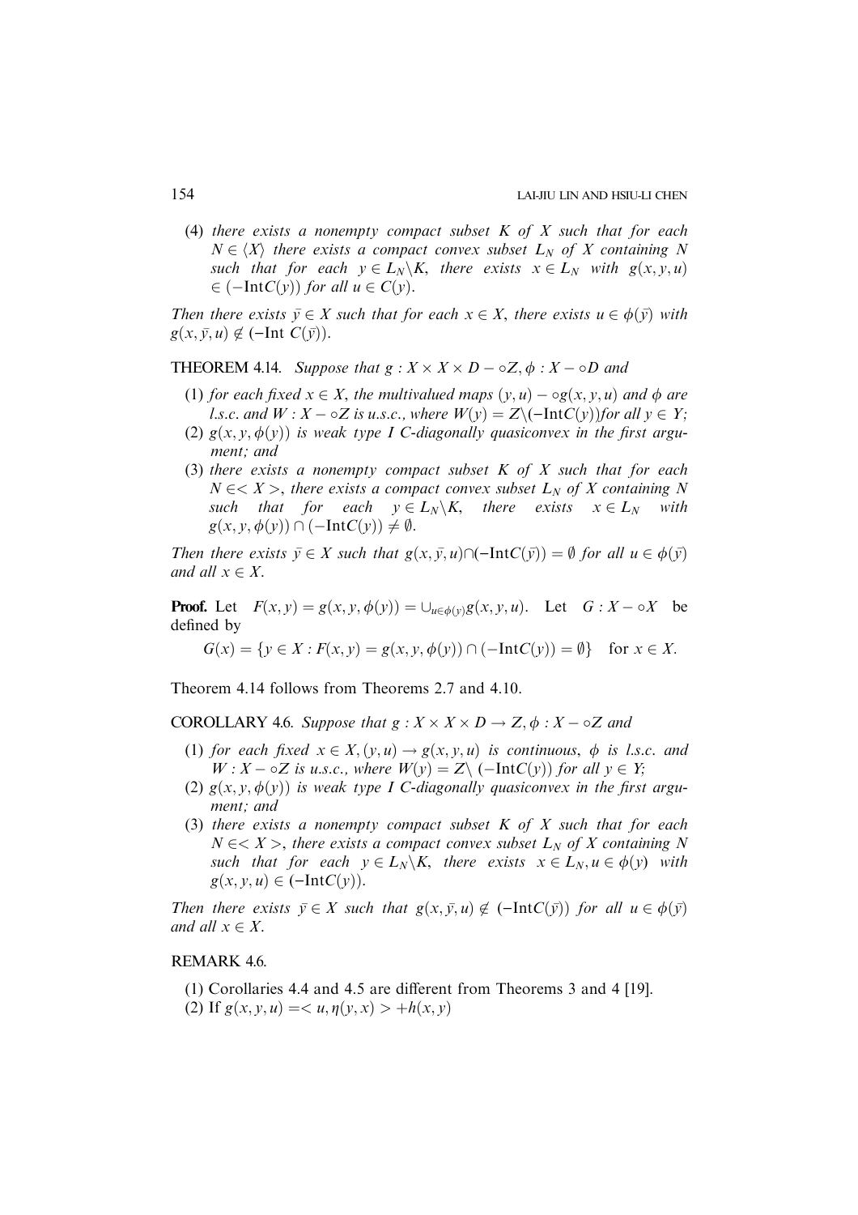(4) *there exists a nonempty compact subset $K$ of $X$ such that for each $N \in \langle X \rangle$ there exists a compact convex subset $L_N$ of $X$ containing $N$ such that for each $y \in L_N \backslash K$, there exists $x \in L_N$ with $g(x, y, u) \in (-\text{Int}C(y))$ for all $u \in C(y)$.*

*Then there exists $\bar{y} \in X$ such that for each $x \in X$, there exists $u \in \phi(\bar{y})$ with $g(x, \bar{y}, u) \notin (-\text{Int } C(\bar{y}))$.*

THEOREM 4.14. *Suppose that $g : X \times X \times D - \circ Z, \phi : X - \circ D$ and*

(1) *for each fixed $x \in X$, the multivalued maps $(y, u) - \circ g(x, y, u)$ and $\phi$ are l.s.c. and $W : X - \circ Z$ is u.s.c., where $W(y) = Z \backslash (-\text{Int}C(y))$ for all $y \in Y$;*

(2) *$g(x, y, \phi(y))$ is weak type I $C$-diagonally quasiconvex in the first argument; and*

(3) *there exists a nonempty compact subset $K$ of $X$ such that for each $N \in < X >$, there exists a compact convex subset $L_N$ of $X$ containing $N$ such that for each $y \in L_N \backslash K$, there exists $x \in L_N$ with $g(x, y, \phi(y)) \cap (-\text{Int}C(y)) \neq \emptyset$.*

*Then there exists $\bar{y} \in X$ such that $g(x, \bar{y}, u) \cap (-\text{Int}C(\bar{y})) = \emptyset$ for all $u \in \phi(\bar{y})$ and all $x \in X$.*

**Proof.** Let $F(x, y) = g(x, y, \phi(y)) = \cup_{u \in \phi(y)} g(x, y, u)$. Let $G : X - \circ X$ be defined by

$$G(x) = \{y \in X : F(x, y) = g(x, y, \phi(y)) \cap (-\text{Int}C(y)) = \emptyset\} \quad \text{for } x \in X.$$

Theorem 4.14 follows from Theorems 2.7 and 4.10.

COROLLARY 4.6. *Suppose that $g : X \times X \times D \to Z, \phi : X - \circ Z$ and*

(1) *for each fixed $x \in X, (y, u) \to g(x, y, u)$ is continuous, $\phi$ is l.s.c. and $W : X - \circ Z$ is u.s.c., where $W(y) = Z \backslash (-\text{Int}C(y))$ for all $y \in Y$;*

(2) *$g(x, y, \phi(y))$ is weak type I $C$-diagonally quasiconvex in the first argument; and*

(3) *there exists a nonempty compact subset $K$ of $X$ such that for each $N \in < X >$, there exists a compact convex subset $L_N$ of $X$ containing $N$ such that for each $y \in L_N \backslash K$, there exists $x \in L_N, u \in \phi(y)$ with $g(x, y, u) \in (-\text{Int}C(y))$.*

*Then there exists $\bar{y} \in X$ such that $g(x, \bar{y}, u) \notin (-\text{Int}C(\bar{y}))$ for all $u \in \phi(\bar{y})$ and all $x \in X$.*

REMARK 4.6.

(1) Corollaries 4.4 and 4.5 are different from Theorems 3 and 4 [19].

(2) If $g(x, y, u) =< u, \eta(y, x) > +h(x, y)$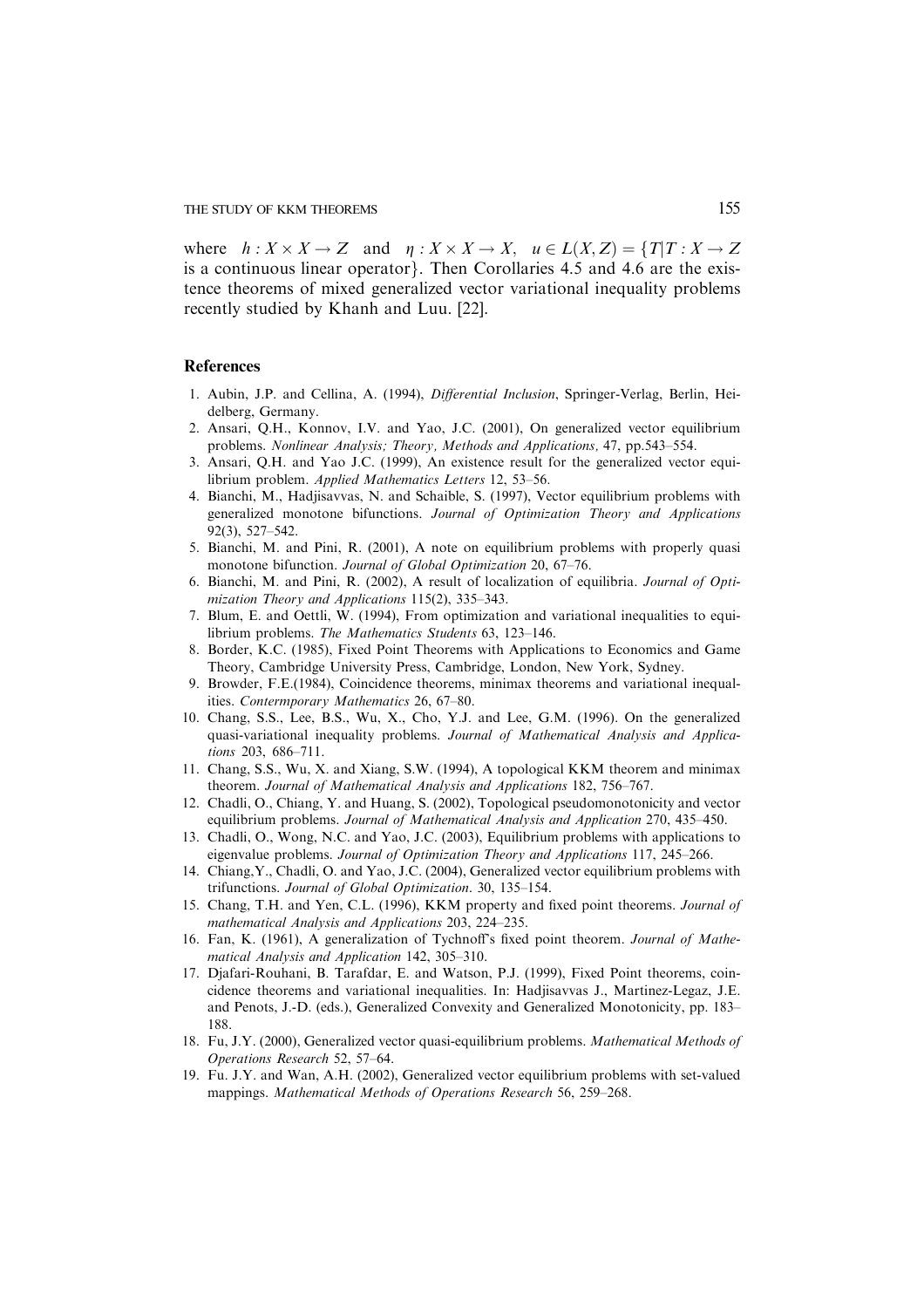where $h : X \times X \to Z$ and $\eta : X \times X \to X$, $u \in L(X, Z) = \{T | T : X \to Z$ is a continuous linear operator$\}$. Then Corollaries 4.5 and 4.6 are the existence theorems of mixed generalized vector variational inequality problems recently studied by Khanh and Luu. [22].

## References

1. Aubin, J.P. and Cellina, A. (1994), *Differential Inclusion*, Springer-Verlag, Berlin, Heidelberg, Germany.
2. Ansari, Q.H., Konnov, I.V. and Yao, J.C. (2001), On generalized vector equilibrium problems. *Nonlinear Analysis; Theory, Methods and Applications,* 47, pp.543–554.
3. Ansari, Q.H. and Yao J.C. (1999), An existence result for the generalized vector equilibrium problem. *Applied Mathematics Letters* 12, 53–56.
4. Bianchi, M., Hadjisavvas, N. and Schaible, S. (1997), Vector equilibrium problems with generalized monotone bifunctions. *Journal of Optimization Theory and Applications* 92(3), 527–542.
5. Bianchi, M. and Pini, R. (2001), A note on equilibrium problems with properly quasi monotone bifunction. *Journal of Global Optimization* 20, 67–76.
6. Bianchi, M. and Pini, R. (2002), A result of localization of equilibria. *Journal of Optimization Theory and Applications* 115(2), 335–343.
7. Blum, E. and Oettli, W. (1994), From optimization and variational inequalities to equilibrium problems. *The Mathematics Students* 63, 123–146.
8. Border, K.C. (1985), Fixed Point Theorems with Applications to Economics and Game Theory, Cambridge University Press, Cambridge, London, New York, Sydney.
9. Browder, F.E.(1984), Coincidence theorems, minimax theorems and variational inequalities. *Contermporary Mathematics* 26, 67–80.
10. Chang, S.S., Lee, B.S., Wu, X., Cho, Y.J. and Lee, G.M. (1996). On the generalized quasi-variational inequality problems. *Journal of Mathematical Analysis and Applications* 203, 686–711.
11. Chang, S.S., Wu, X. and Xiang, S.W. (1994), A topological KKM theorem and minimax theorem. *Journal of Mathematical Analysis and Applications* 182, 756–767.
12. Chadli, O., Chiang, Y. and Huang, S. (2002), Topological pseudomonotonicity and vector equilibrium problems. *Journal of Mathematical Analysis and Application* 270, 435–450.
13. Chadli, O., Wong, N.C. and Yao, J.C. (2003), Equilibrium problems with applications to eigenvalue problems. *Journal of Optimization Theory and Applications* 117, 245–266.
14. Chiang,Y., Chadli, O. and Yao, J.C. (2004), Generalized vector equilibrium problems with trifunctions. *Journal of Global Optimization*. 30, 135–154.
15. Chang, T.H. and Yen, C.L. (1996), KKM property and fixed point theorems. *Journal of mathematical Analysis and Applications* 203, 224–235.
16. Fan, K. (1961), A generalization of Tychnoff's fixed point theorem. *Journal of Mathematical Analysis and Application* 142, 305–310.
17. Djafari-Rouhani, B. Tarafdar, E. and Watson, P.J. (1999), Fixed Point theorems, coincidence theorems and variational inequalities. In: Hadjisavvas J., Martinez-Legaz, J.E. and Penots, J.-D. (eds.), Generalized Convexity and Generalized Monotonicity, pp. 183–188.
18. Fu, J.Y. (2000), Generalized vector quasi-equilibrium problems. *Mathematical Methods of Operations Research* 52, 57–64.
19. Fu. J.Y. and Wan, A.H. (2002), Generalized vector equilibrium problems with set-valued mappings. *Mathematical Methods of Operations Research* 56, 259–268.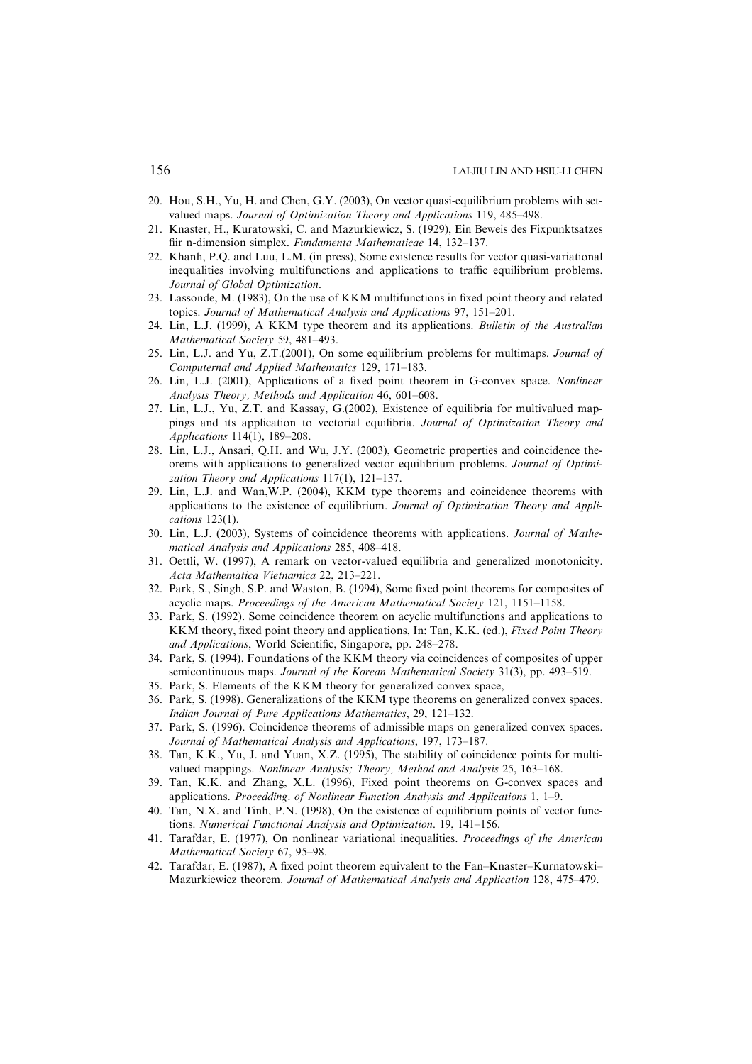20. Hou, S.H., Yu, H. and Chen, G.Y. (2003), On vector quasi-equilibrium problems with set-valued maps. *Journal of Optimization Theory and Applications* 119, 485–498.
21. Knaster, H., Kuratowski, C. and Mazurkiewicz, S. (1929), Ein Beweis des Fixpunktsatzes fiir n-dimension simplex. *Fundamenta Mathematicae* 14, 132–137.
22. Khanh, P.Q. and Luu, L.M. (in press), Some existence results for vector quasi-variational inequalities involving multifunctions and applications to traffic equilibrium problems. *Journal of Global Optimization*.
23. Lassonde, M. (1983), On the use of KKM multifunctions in fixed point theory and related topics. *Journal of Mathematical Analysis and Applications* 97, 151–201.
24. Lin, L.J. (1999), A KKM type theorem and its applications. *Bulletin of the Australian Mathematical Society* 59, 481–493.
25. Lin, L.J. and Yu, Z.T.(2001), On some equilibrium problems for multimaps. *Journal of Computernal and Applied Mathematics* 129, 171–183.
26. Lin, L.J. (2001), Applications of a fixed point theorem in G-convex space. *Nonlinear Analysis Theory, Methods and Application* 46, 601–608.
27. Lin, L.J., Yu, Z.T. and Kassay, G.(2002), Existence of equilibria for multivalued mappings and its application to vectorial equilibria. *Journal of Optimization Theory and Applications* 114(1), 189–208.
28. Lin, L.J., Ansari, Q.H. and Wu, J.Y. (2003), Geometric properties and coincidence theorems with applications to generalized vector equilibrium problems. *Journal of Optimization Theory and Applications* 117(1), 121–137.
29. Lin, L.J. and Wan,W.P. (2004), KKM type theorems and coincidence theorems with applications to the existence of equilibrium. *Journal of Optimization Theory and Applications* 123(1).
30. Lin, L.J. (2003), Systems of coincidence theorems with applications. *Journal of Mathematical Analysis and Applications* 285, 408–418.
31. Oettli, W. (1997), A remark on vector-valued equilibria and generalized monotonicity. *Acta Mathematica Vietnamica* 22, 213–221.
32. Park, S., Singh, S.P. and Waston, B. (1994), Some fixed point theorems for composites of acyclic maps. *Proceedings of the American Mathematical Society* 121, 1151–1158.
33. Park, S. (1992). Some coincidence theorem on acyclic multifunctions and applications to KKM theory, fixed point theory and applications, In: Tan, K.K. (ed.), *Fixed Point Theory and Applications*, World Scientific, Singapore, pp. 248–278.
34. Park, S. (1994). Foundations of the KKM theory via coincidences of composites of upper semicontinuous maps. *Journal of the Korean Mathematical Society* 31(3), pp. 493–519.
35. Park, S. Elements of the KKM theory for generalized convex space,
36. Park, S. (1998). Generalizations of the KKM type theorems on generalized convex spaces. *Indian Journal of Pure Applications Mathematics*, 29, 121–132.
37. Park, S. (1996). Coincidence theorems of admissible maps on generalized convex spaces. *Journal of Mathematical Analysis and Applications*, 197, 173–187.
38. Tan, K.K., Yu, J. and Yuan, X.Z. (1995), The stability of coincidence points for multivalued mappings. *Nonlinear Analysis; Theory, Method and Analysis* 25, 163–168.
39. Tan, K.K. and Zhang, X.L. (1996), Fixed point theorems on G-convex spaces and applications. *Procedding. of Nonlinear Function Analysis and Applications* 1, 1–9.
40. Tan, N.X. and Tinh, P.N. (1998), On the existence of equilibrium points of vector functions. *Numerical Functional Analysis and Optimization*. 19, 141–156.
41. Tarafdar, E. (1977), On nonlinear variational inequalities. *Proceedings of the American Mathematical Society* 67, 95–98.
42. Tarafdar, E. (1987), A fixed point theorem equivalent to the Fan–Knaster–Kurnatowski–Mazurkiewicz theorem. *Journal of Mathematical Analysis and Application* 128, 475–479.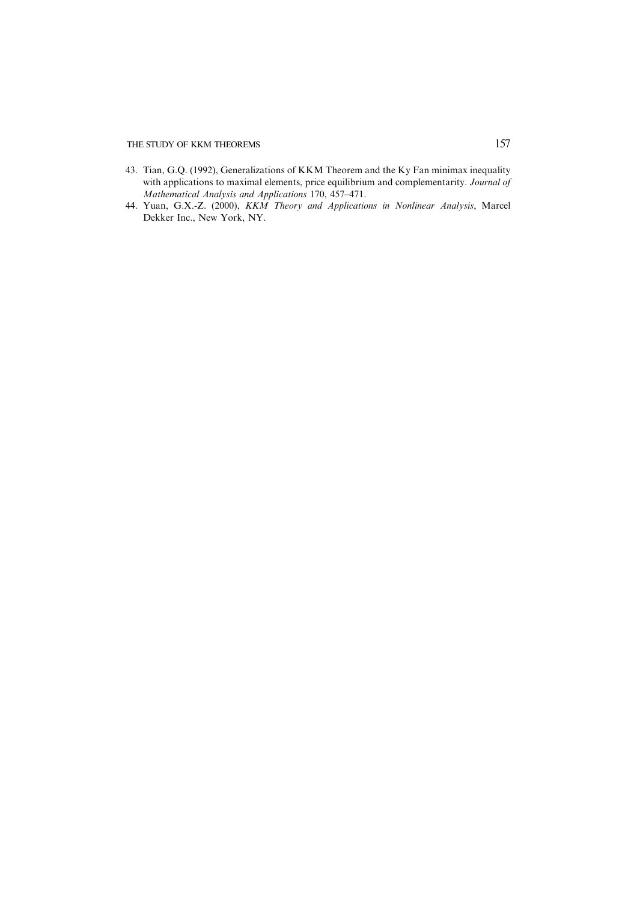43. Tian, G.Q. (1992), Generalizations of KKM Theorem and the Ky Fan minimax inequality with applications to maximal elements, price equilibrium and complementarity. *Journal of Mathematical Analysis and Applications* 170, 457–471.
44. Yuan, G.X.-Z. (2000), *KKM Theory and Applications in Nonlinear Analysis*, Marcel Dekker Inc., New York, NY.